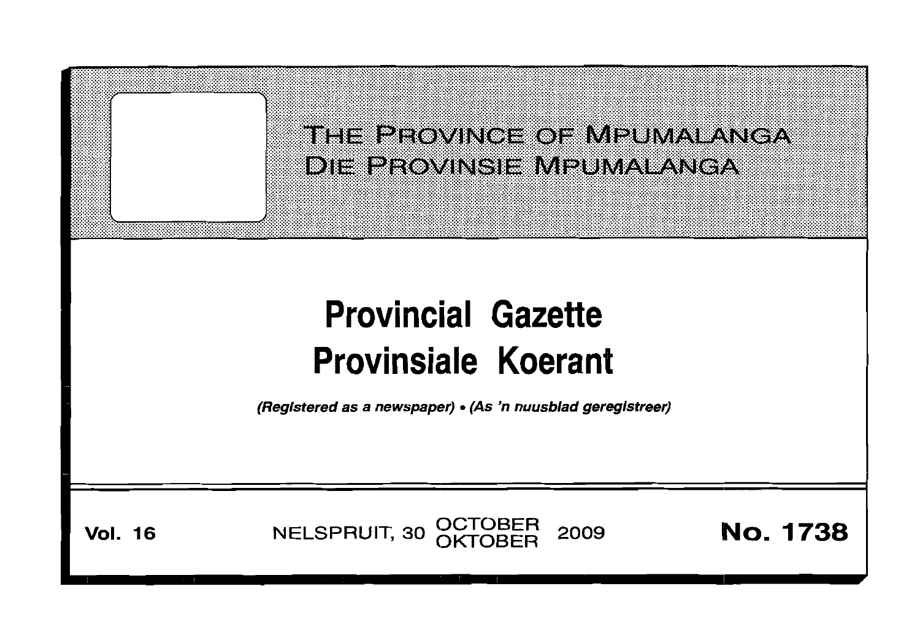# THE PROVINCE OF MPUMALANGA
# DIE PROVINSIE MPUMALANGA

# Provincial Gazette
# Provinsiale Koerant

*(Registered as a newspaper) • (As 'n nuusblad geregistreer)*

**Vol. 16** NELSPRUIT, 30 OCTOBER OKTOBER 2009 **No. 1738**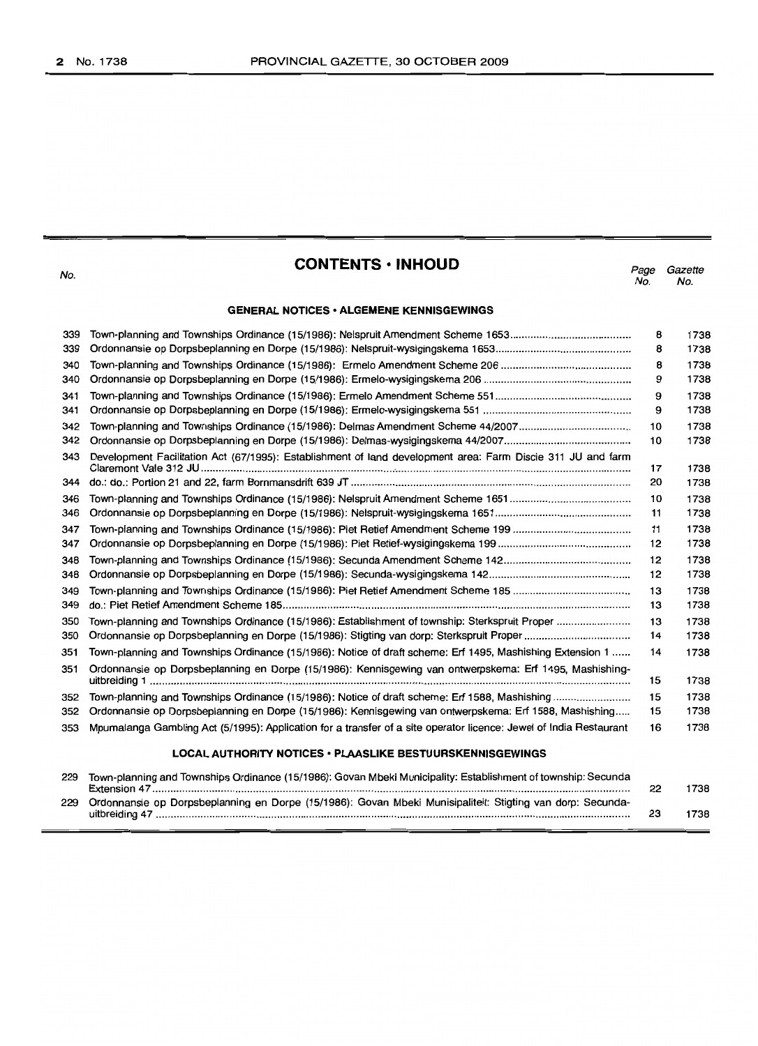# CONTENTS · INHOUD

| No. | | Page No. | Gazette No. |
|---|---|---|---|
| | **GENERAL NOTICES · ALGEMENE KENNISGEWINGS** | | |
| 339 | Town-planning and Townships Ordinance (15/1986): Nelspruit Amendment Scheme 1653 | 8 | 1738 |
| 339 | Ordonnansie op Dorpsbeplanning en Dorpe (15/1986): Nelspruit-wysigingskema 1653 | 8 | 1738 |
| 340 | Town-planning and Townships Ordinance (15/1986): Ermelo Amendment Scheme 206 | 8 | 1738 |
| 340 | Ordonnansie op Dorpsbeplanning en Dorpe (15/1986): Ermelo-wysigingskema 206 | 9 | 1738 |
| 341 | Town-planning and Townships Ordinance (15/1986): Ermelo Amendment Scheme 551 | 9 | 1738 |
| 341 | Ordonnansie op Dorpsbeplanning en Dorpe (15/1986): Ermelo-wysigingskema 551 | 9 | 1738 |
| 342 | Town-planning and Townships Ordinance (15/1986): Delmas Amendment Scheme 44/2007 | 10 | 1738 |
| 342 | Ordonnansie op Dorpsbeplanning en Dorpe (15/1986): Delmas-wysigingskema 44/2007 | 10 | 1738 |
| 343 | Development Facilitation Act (67/1995): Establishment of land development area: Farm Discie 311 JU and farm Claremont Vale 312 JU | 17 | 1738 |
| 344 | do.: do.: Portion 21 and 22, farm Bornmansdrift 639 JT | 20 | 1738 |
| 346 | Town-planning and Townships Ordinance (15/1986): Nelspruit Amendment Scheme 1651 | 10 | 1738 |
| 346 | Ordonnansie op Dorpsbeplanning en Dorpe (15/1986): Nelspruit-wysigingskema 1651 | 11 | 1738 |
| 347 | Town-planning and Townships Ordinance (15/1986): Piet Retief Amendment Scheme 199 | 11 | 1738 |
| 347 | Ordonnansie op Dorpsbeplanning en Dorpe (15/1986): Piet Retief-wysigingskema 199 | 12 | 1738 |
| 348 | Town-planning and Townships Ordinance (15/1986): Secunda Amendment Scheme 142 | 12 | 1738 |
| 348 | Ordonnansie op Dorpsbeplanning en Dorpe (15/1986): Secunda-wysigingskema 142 | 12 | 1738 |
| 349 | Town-planning and Townships Ordinance (15/1986): Piet Retief Amendment Scheme 185 | 13 | 1738 |
| 349 | do.: Piet Retief Amendment Scheme 185 | 13 | 1738 |
| 350 | Town-planning and Townships Ordinance (15/1986): Establishment of township: Sterkspruit Proper | 13 | 1738 |
| 350 | Ordonnansie op Dorpsbeplanning en Dorpe (15/1986): Stigting van dorp: Sterkspruit Proper | 14 | 1738 |
| 351 | Town-planning and Townships Ordinance (15/1986): Notice of draft scheme: Erf 1495, Mashishing Extension 1 | 14 | 1738 |
| 351 | Ordonnansie op Dorpsbeplanning en Dorpe (15/1986): Kennisgewing van ontwerpskema: Erf 1495, Mashishing-uitbreiding 1 | 15 | 1738 |
| 352 | Town-planning and Townships Ordinance (15/1986): Notice of draft scheme: Erf 1588, Mashishing | 15 | 1738 |
| 352 | Ordonnansie op Dorpsbeplanning en Dorpe (15/1986): Kennisgewing van ontwerpskema: Erf 1588, Mashishing | 15 | 1738 |
| 353 | Mpumalanga Gambling Act (5/1995): Application for a transfer of a site operator licence: Jewel of India Restaurant | 16 | 1738 |
| | **LOCAL AUTHORITY NOTICES · PLAASLIKE BESTUURSKENNISGEWINGS** | | |
| 229 | Town-planning and Townships Ordinance (15/1986): Govan Mbeki Municipality: Establishment of township: Secunda Extension 47 | 22 | 1738 |
| 229 | Ordonnansie op Dorpsbeplanning en Dorpe (15/1986): Govan Mbeki Munisipaliteit: Stigting van dorp: Secunda-uitbreiding 47 | 23 | 1738 |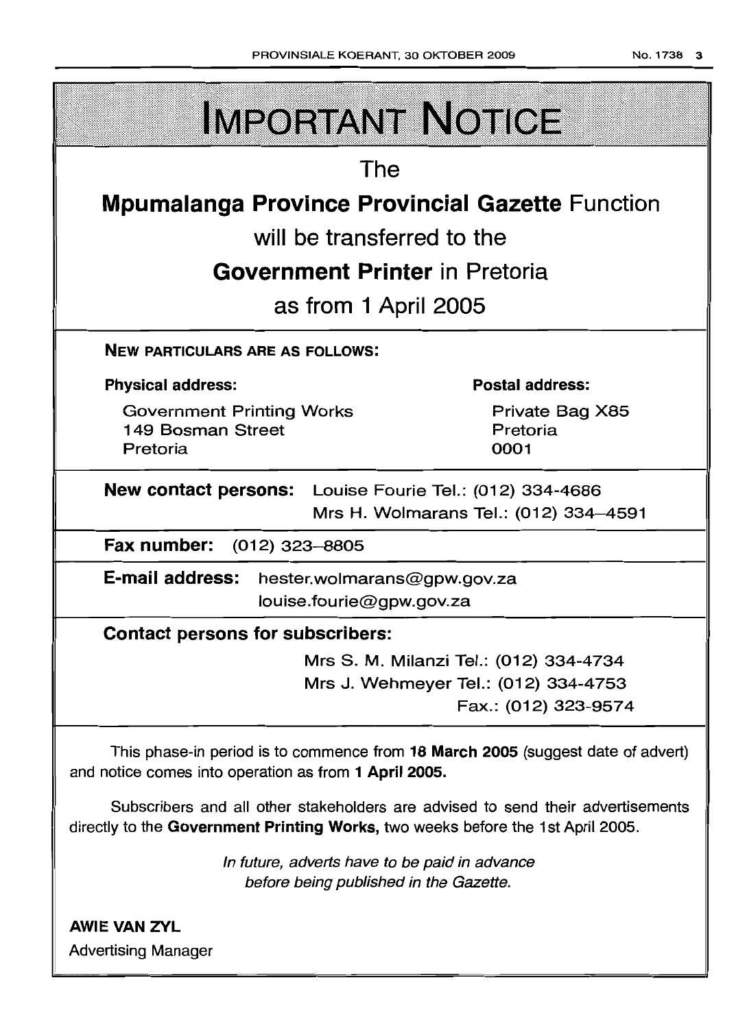# IMPORTANT NOTICE

The

**Mpumalanga Province Provincial Gazette** Function

will be transferred to the

**Government Printer** in Pretoria

as from 1 April 2005

**NEW PARTICULARS ARE AS FOLLOWS:**

**Physical address:**

Government Printing Works
149 Bosman Street
Pretoria

**Postal address:**

Private Bag X85
Pretoria
0001

**New contact persons:** Louise Fourie Tel.: (012) 334-4686
Mrs H. Wolmarans Tel.: (012) 334–4591

**Fax number:** (012) 323–8805

**E-mail address:** hester.wolmarans@gpw.gov.za
louise.fourie@gpw.gov.za

**Contact persons for subscribers:**

Mrs S. M. Milanzi Tel.: (012) 334-4734
Mrs J. Wehmeyer Tel.: (012) 334-4753
Fax.: (012) 323-9574

This phase-in period is to commence from **18 March 2005** (suggest date of advert) and notice comes into operation as from **1 April 2005.**

Subscribers and all other stakeholders are advised to send their advertisements directly to the **Government Printing Works,** two weeks before the 1st April 2005.

*In future, adverts have to be paid in advance before being published in the Gazette.*

**AWIE VAN ZYL**
Advertising Manager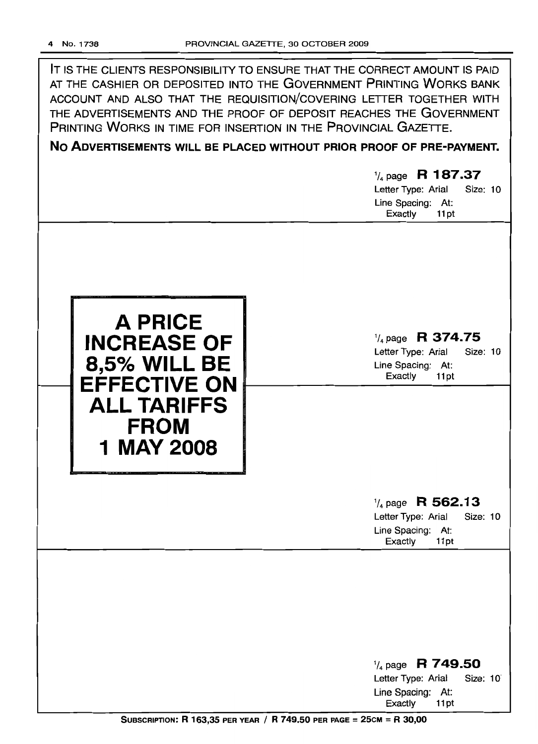IT IS THE CLIENTS RESPONSIBILITY TO ENSURE THAT THE CORRECT AMOUNT IS PAID AT THE CASHIER OR DEPOSITED INTO THE GOVERNMENT PRINTING WORKS BANK ACCOUNT AND ALSO THAT THE REQUISITION/COVERING LETTER TOGETHER WITH THE ADVERTISEMENTS AND THE PROOF OF DEPOSIT REACHES THE GOVERNMENT PRINTING WORKS IN TIME FOR INSERTION IN THE PROVINCIAL GAZETTE.

**NO ADVERTISEMENTS WILL BE PLACED WITHOUT PRIOR PROOF OF PRE-PAYMENT.**

1/4 page **R 187.37**
Letter Type: Arial Size: 10
Line Spacing: At: Exactly 11pt

---

**A PRICE INCREASE OF 8,5% WILL BE EFFECTIVE ON ALL TARIFFS FROM 1 MAY 2008**

1/4 page **R 374.75**
Letter Type: Arial Size: 10
Line Spacing: At: Exactly 11pt

---

1/4 page **R 562.13**
Letter Type: Arial Size: 10
Line Spacing: At: Exactly 11pt

---

1/4 page **R 749.50**
Letter Type: Arial Size: 10
Line Spacing: At: Exactly 11pt

**SUBSCRIPTION: R 163,35 PER YEAR / R 749.50 PER PAGE = 25CM = R 30,00**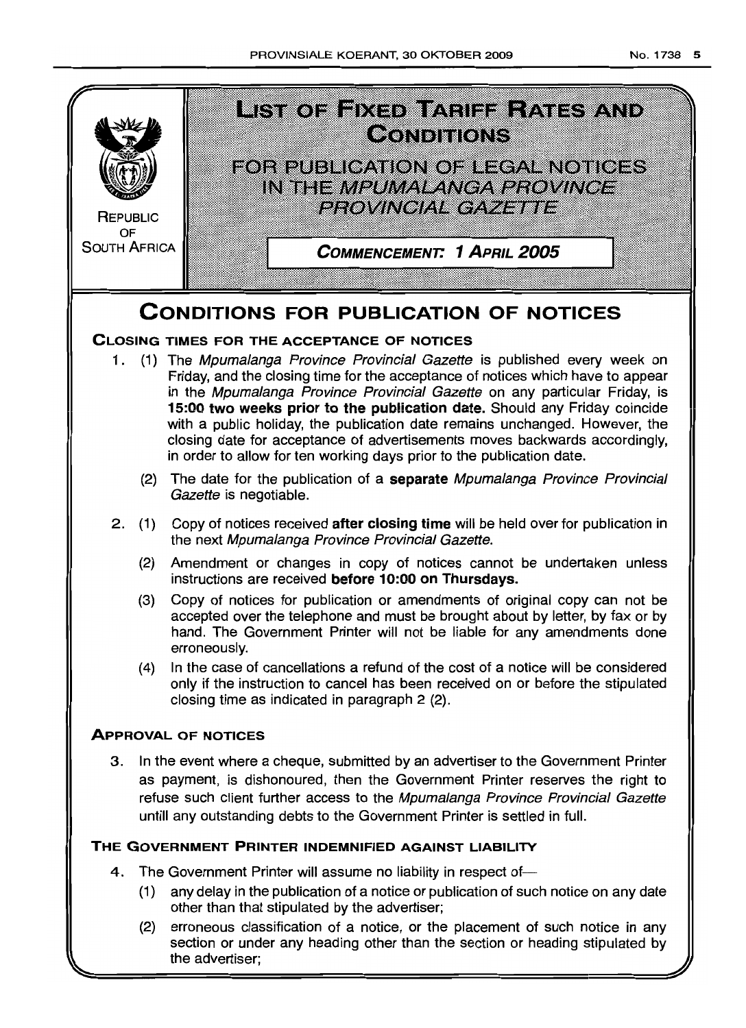# LIST OF FIXED TARIFF RATES AND CONDITIONS

## FOR PUBLICATION OF LEGAL NOTICES IN THE *MPUMALANGA PROVINCE PROVINCIAL GAZETTE*

REPUBLIC OF SOUTH AFRICA

**COMMENCEMENT: 1 APRIL 2005**

# CONDITIONS FOR PUBLICATION OF NOTICES

### CLOSING TIMES FOR THE ACCEPTANCE OF NOTICES

1. (1) The *Mpumalanga Province Provincial Gazette* is published every week on Friday, and the closing time for the acceptance of notices which have to appear in the *Mpumalanga Province Provincial Gazette* on any particular Friday, is **15:00 two weeks prior to the publication date.** Should any Friday coincide with a public holiday, the publication date remains unchanged. However, the closing date for acceptance of advertisements moves backwards accordingly, in order to allow for ten working days prior to the publication date.

   (2) The date for the publication of a **separate** *Mpumalanga Province Provincial Gazette* is negotiable.

2. (1) Copy of notices received **after closing time** will be held over for publication in the next *Mpumalanga Province Provincial Gazette*.

   (2) Amendment or changes in copy of notices cannot be undertaken unless instructions are received **before 10:00 on Thursdays.**

   (3) Copy of notices for publication or amendments of original copy can not be accepted over the telephone and must be brought about by letter, by fax or by hand. The Government Printer will not be liable for any amendments done erroneously.

   (4) In the case of cancellations a refund of the cost of a notice will be considered only if the instruction to cancel has been received on or before the stipulated closing time as indicated in paragraph 2 (2).

### APPROVAL OF NOTICES

3. In the event where a cheque, submitted by an advertiser to the Government Printer as payment, is dishonoured, then the Government Printer reserves the right to refuse such client further access to the *Mpumalanga Province Provincial Gazette* untill any outstanding debts to the Government Printer is settled in full.

### THE GOVERNMENT PRINTER INDEMNIFIED AGAINST LIABILITY

4. The Government Printer will assume no liability in respect of—

   (1) any delay in the publication of a notice or publication of such notice on any date other than that stipulated by the advertiser;

   (2) erroneous classification of a notice, or the placement of such notice in any section or under any heading other than the section or heading stipulated by the advertiser;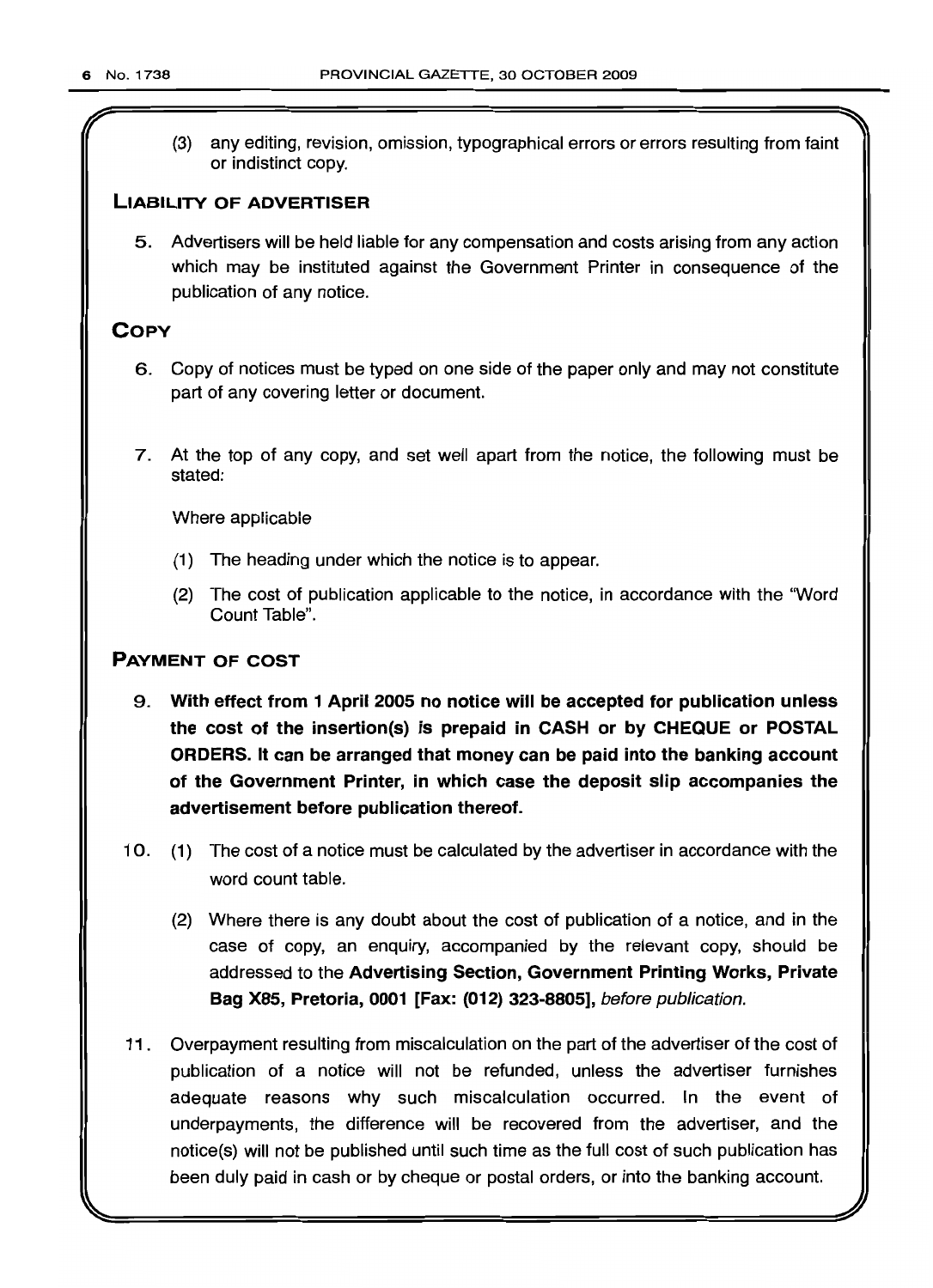(3) any editing, revision, omission, typographical errors or errors resulting from faint or indistinct copy.

## LIABILITY OF ADVERTISER

5. Advertisers will be held liable for any compensation and costs arising from any action which may be instituted against the Government Printer in consequence of the publication of any notice.

## COPY

6. Copy of notices must be typed on one side of the paper only and may not constitute part of any covering letter or document.

7. At the top of any copy, and set well apart from the notice, the following must be stated:

   Where applicable

   (1) The heading under which the notice is to appear.

   (2) The cost of publication applicable to the notice, in accordance with the "Word Count Table".

## PAYMENT OF COST

9. **With effect from 1 April 2005 no notice will be accepted for publication unless the cost of the insertion(s) is prepaid in CASH or by CHEQUE or POSTAL ORDERS. It can be arranged that money can be paid into the banking account of the Government Printer, in which case the deposit slip accompanies the advertisement before publication thereof.**

10. (1) The cost of a notice must be calculated by the advertiser in accordance with the word count table.

    (2) Where there is any doubt about the cost of publication of a notice, and in the case of copy, an enquiry, accompanied by the relevant copy, should be addressed to the **Advertising Section, Government Printing Works, Private Bag X85, Pretoria, 0001 [Fax: (012) 323-8805]**, *before publication.*

11. Overpayment resulting from miscalculation on the part of the advertiser of the cost of publication of a notice will not be refunded, unless the advertiser furnishes adequate reasons why such miscalculation occurred. In the event of underpayments, the difference will be recovered from the advertiser, and the notice(s) will not be published until such time as the full cost of such publication has been duly paid in cash or by cheque or postal orders, or into the banking account.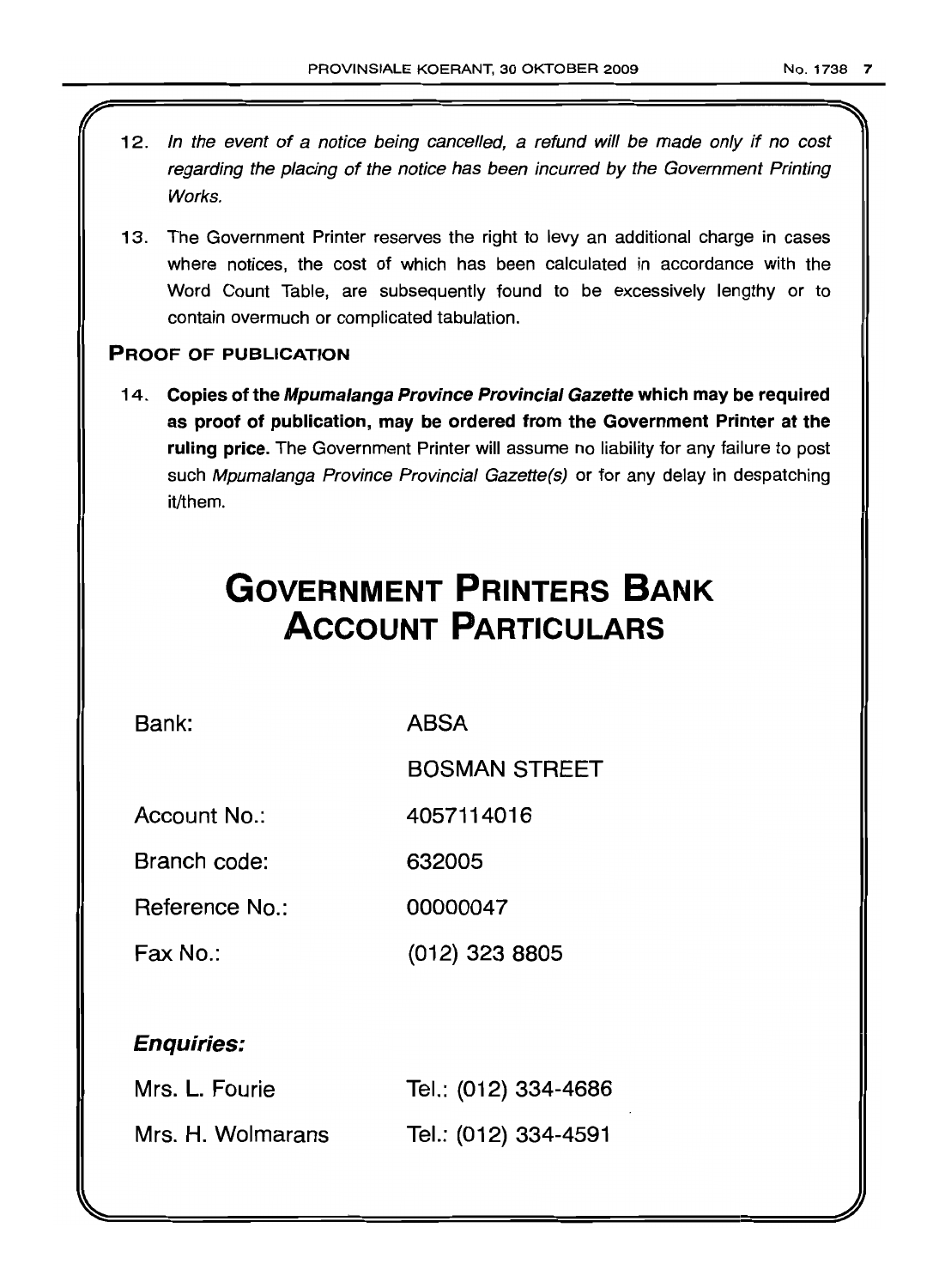12. *In the event of a notice being cancelled, a refund will be made only if no cost regarding the placing of the notice has been incurred by the Government Printing Works.*

13. The Government Printer reserves the right to levy an additional charge in cases where notices, the cost of which has been calculated in accordance with the Word Count Table, are subsequently found to be excessively lengthy or to contain overmuch or complicated tabulation.

### PROOF OF PUBLICATION

14. **Copies of the *Mpumalanga Province Provincial Gazette* which may be required as proof of publication, may be ordered from the Government Printer at the ruling price.** The Government Printer will assume no liability for any failure to post such *Mpumalanga Province Provincial Gazette(s)* or for any delay in despatching it/them.

# GOVERNMENT PRINTERS BANK ACCOUNT PARTICULARS

| | |
|---|---|
| Bank: | ABSA |
| | BOSMAN STREET |
| Account No.: | 4057114016 |
| Branch code: | 632005 |
| Reference No.: | 00000047 |
| Fax No.: | (012) 323 8805 |

### *Enquiries:*

| | |
|---|---|
| Mrs. L. Fourie | Tel.: (012) 334-4686 |
| Mrs. H. Wolmarans | Tel.: (012) 334-4591 |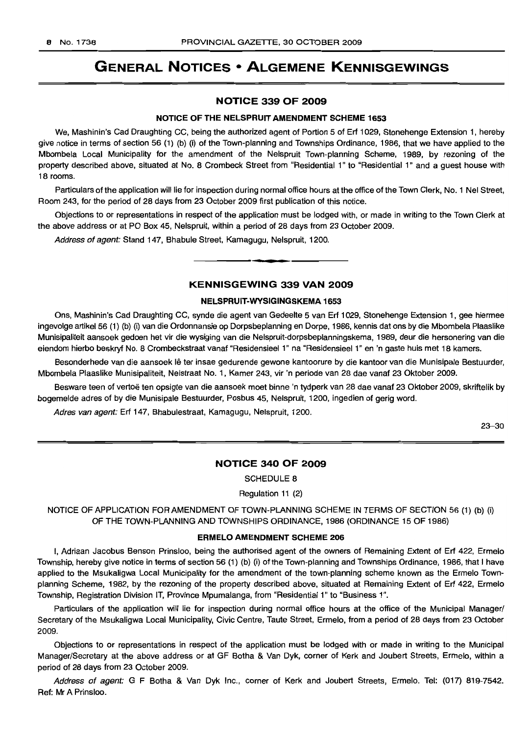# GENERAL NOTICES • ALGEMENE KENNISGEWINGS

## NOTICE 339 OF 2009

### NOTICE OF THE NELSPRUIT AMENDMENT SCHEME 1653

We, Mashinin's Cad Draughting CC, being the authorized agent of Portion 5 of Erf 1029, Stonehenge Extension 1, hereby give notice in terms of section 56 (1) (b) (i) of the Town-planning and Townships Ordinance, 1986, that we have applied to the Mbombela Local Municipality for the amendment of the Nelspruit Town-planning Scheme, 1989, by rezoning of the property described above, situated at No. 8 Crombeck Street from "Residential 1" to "Residential 1" and a guest house with 18 rooms.

Particulars of the application will lie for inspection during normal office hours at the office of the Town Clerk, No. 1 Nel Street, Room 243, for the period of 28 days from 23 October 2009 first publication of this notice.

Objections to or representations in respect of the application must be lodged with, or made in writing to the Town Clerk at the above address or at PO Box 45, Nelspruit, within a period of 28 days from 23 October 2009.

*Address of agent:* Stand 147, Bhabule Street, Kamagugu, Nelspruit, 1200.

---

## KENNISGEWING 339 VAN 2009

### NELSPRUIT-WYSIGINGSKEMA 1653

Ons, Mashinin's Cad Draughting CC, synde die agent van Gedeelte 5 van Erf 1029, Stonehenge Extension 1, gee hiermee ingevolge artikel 56 (1) (b) (i) van die Ordonnansie op Dorpsbeplanning en Dorpe, 1986, kennis dat ons by die Mbombela Plaaslike Munisipaliteit aansoek gedoen het vir die wysiging van die Nelspruit-dorpsbeplanningskema, 1989, deur die hersonering van die eiendom hierbo beskryf No. 8 Crombeckstraat vanaf "Residensieel 1" na "Residensieel 1" en 'n gaste huis met 18 kamers.

Besonderhede van die aansoek lê ter insae gedurende gewone kantoorure by die kantoor van die Munisipale Bestuurder, Mbombela Plaaslike Munisipaliteit, Nelstraat No. 1, Kamer 243, vir 'n periode van 28 dae vanaf 23 Oktober 2009.

Besware teen of vertoë ten opsigte van die aansoek moet binne 'n tydperk van 28 dae vanaf 23 Oktober 2009, skriftelik by bogemelde adres of by die Munisipale Bestuurder, Posbus 45, Nelspruit, 1200, ingedien of gerig word.

*Adres van agent:* Erf 147, Bhabulestraat, Kamagugu, Nelspruit, 1200.

23–30

---

## NOTICE 340 OF 2009

SCHEDULE 8

Regulation 11 (2)

NOTICE OF APPLICATION FOR AMENDMENT OF TOWN-PLANNING SCHEME IN TERMS OF SECTION 56 (1) (b) (i) OF THE TOWN-PLANNING AND TOWNSHIPS ORDINANCE, 1986 (ORDINANCE 15 OF 1986)

### ERMELO AMENDMENT SCHEME 206

I, Adriaan Jacobus Benson Prinsloo, being the authorised agent of the owners of Remaining Extent of Erf 422, Ermelo Township, hereby give notice in terms of section 56 (1) (b) (i) of the Town-planning and Townships Ordinance, 1986, that I have applied to the Msukaligwa Local Municipality for the amendment of the town-planning scheme known as the Ermelo Town-planning Scheme, 1982, by the rezoning of the property described above, situated at Remaining Extent of Erf 422, Ermelo Township, Registration Division IT, Province Mpumalanga, from "Residential 1" to "Business 1".

Particulars of the application will lie for inspection during normal office hours at the office of the Municipal Manager/ Secretary of the Msukaligwa Local Municipality, Civic Centre, Taute Street, Ermelo, from a period of 28 days from 23 October 2009.

Objections to or representations in respect of the application must be lodged with or made in writing to the Municipal Manager/Secretary at the above address or at GF Botha & Van Dyk, corner of Kerk and Joubert Streets, Ermelo, within a period of 28 days from 23 October 2009.

*Address of agent:* G F Botha & Van Dyk Inc., corner of Kerk and Joubert Streets, Ermelo. Tel: (017) 819-7542. Ref: Mr A Prinsloo.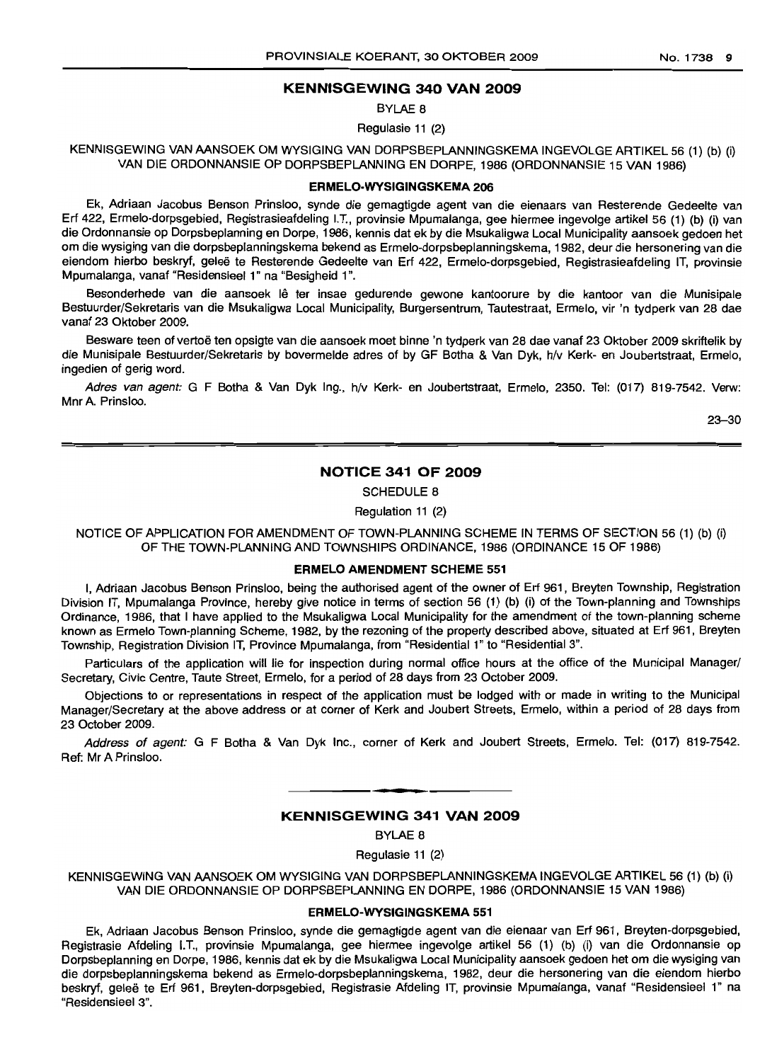## KENNISGEWING 340 VAN 2009

BYLAE 8

Regulasie 11 (2)

KENNISGEWING VAN AANSOEK OM WYSIGING VAN DORPSBEPLANNINGSKEMA INGEVOLGE ARTIKEL 56 (1) (b) (i) VAN DIE ORDONNANSIE OP DORPSBEPLANNING EN DORPE, 1986 (ORDONNANSIE 15 VAN 1986)

### ERMELO-WYSIGINGSKEMA 206

Ek, Adriaan Jacobus Benson Prinsloo, synde die gemagtigde agent van die eienaars van Resterende Gedeelte van Erf 422, Ermelo-dorpsgebied, Registrasieafdeling I.T., provinsie Mpumalanga, gee hiermee ingevolge artikel 56 (1) (b) (i) van die Ordonnansie op Dorpsbeplanning en Dorpe, 1986, kennis dat ek by die Msukaligwa Local Municipality aansoek gedoen het om die wysiging van die dorpsbeplanningskema bekend as Ermelo-dorpsbeplanningskema, 1982, deur die hersonering van die eiendom hierbo beskryf, geleë te Resterende Gedeelte van Erf 422, Ermelo-dorpsgebied, Registrasieafdeling IT, provinsie Mpumalanga, vanaf "Residensieel 1" na "Besigheid 1".

Besonderhede van die aansoek lê ter insae gedurende gewone kantoorure by die kantoor van die Munisipale Bestuurder/Sekretaris van die Msukaligwa Local Municipality, Burgersentrum, Tautestraat, Ermelo, vir 'n tydperk van 28 dae vanaf 23 Oktober 2009.

Besware teen of vertoë ten opsigte van die aansoek moet binne 'n tydperk van 28 dae vanaf 23 Oktober 2009 skriftelik by die Munisipale Bestuurder/Sekretaris by bovermelde adres of by GF Botha & Van Dyk, h/v Kerk- en Joubertstraat, Ermelo, ingedien of gerig word.

*Adres van agent:* G F Botha & Van Dyk Ing., h/v Kerk- en Joubertstraat, Ermelo, 2350. Tel: (017) 819-7542. Verw: Mnr A. Prinsloo.

23–30

---

## NOTICE 341 OF 2009

SCHEDULE 8

Regulation 11 (2)

NOTICE OF APPLICATION FOR AMENDMENT OF TOWN-PLANNING SCHEME IN TERMS OF SECTION 56 (1) (b) (i) OF THE TOWN-PLANNING AND TOWNSHIPS ORDINANCE, 1986 (ORDINANCE 15 OF 1986)

### ERMELO AMENDMENT SCHEME 551

I, Adriaan Jacobus Benson Prinsloo, being the authorised agent of the owner of Erf 961, Breyten Township, Registration Division IT, Mpumalanga Province, hereby give notice in terms of section 56 (1) (b) (i) of the Town-planning and Townships Ordinance, 1986, that I have applied to the Msukaligwa Local Municipality for the amendment of the town-planning scheme known as Ermelo Town-planning Scheme, 1982, by the rezoning of the property described above, situated at Erf 961, Breyten Township, Registration Division IT, Province Mpumalanga, from "Residential 1" to "Residential 3".

Particulars of the application will lie for inspection during normal office hours at the office of the Municipal Manager/Secretary, Civic Centre, Taute Street, Ermelo, for a period of 28 days from 23 October 2009.

Objections to or representations in respect of the application must be lodged with or made in writing to the Municipal Manager/Secretary at the above address or at corner of Kerk and Joubert Streets, Ermelo, within a period of 28 days from 23 October 2009.

*Address of agent:* G F Botha & Van Dyk Inc., corner of Kerk and Joubert Streets, Ermelo. Tel: (017) 819-7542. Ref: Mr A Prinsloo.

---

## KENNISGEWING 341 VAN 2009

BYLAE 8

Regulasie 11 (2)

KENNISGEWING VAN AANSOEK OM WYSIGING VAN DORPSBEPLANNINGSKEMA INGEVOLGE ARTIKEL 56 (1) (b) (i) VAN DIE ORDONNANSIE OP DORPSBEPLANNING EN DORPE, 1986 (ORDONNANSIE 15 VAN 1986)

### ERMELO-WYSIGINGSKEMA 551

Ek, Adriaan Jacobus Benson Prinsloo, synde die gemagtigde agent van die eienaar van Erf 961, Breyten-dorpsgebied, Registrasie Afdeling I.T., provinsie Mpumalanga, gee hiermee ingevolge artikel 56 (1) (b) (i) van die Ordonnansie op Dorpsbeplanning en Dorpe, 1986, kennis dat ek by die Msukaligwa Local Municipality aansoek gedoen het om die wysiging van die dorpsbeplanningskema bekend as Ermelo-dorpsbeplanningskema, 1982, deur die hersonering van die eiendom hierbo beskryf, geleë te Erf 961, Breyten-dorpsgebied, Registrasie Afdeling IT, provinsie Mpumalanga, vanaf "Residensieel 1" na "Residensieel 3".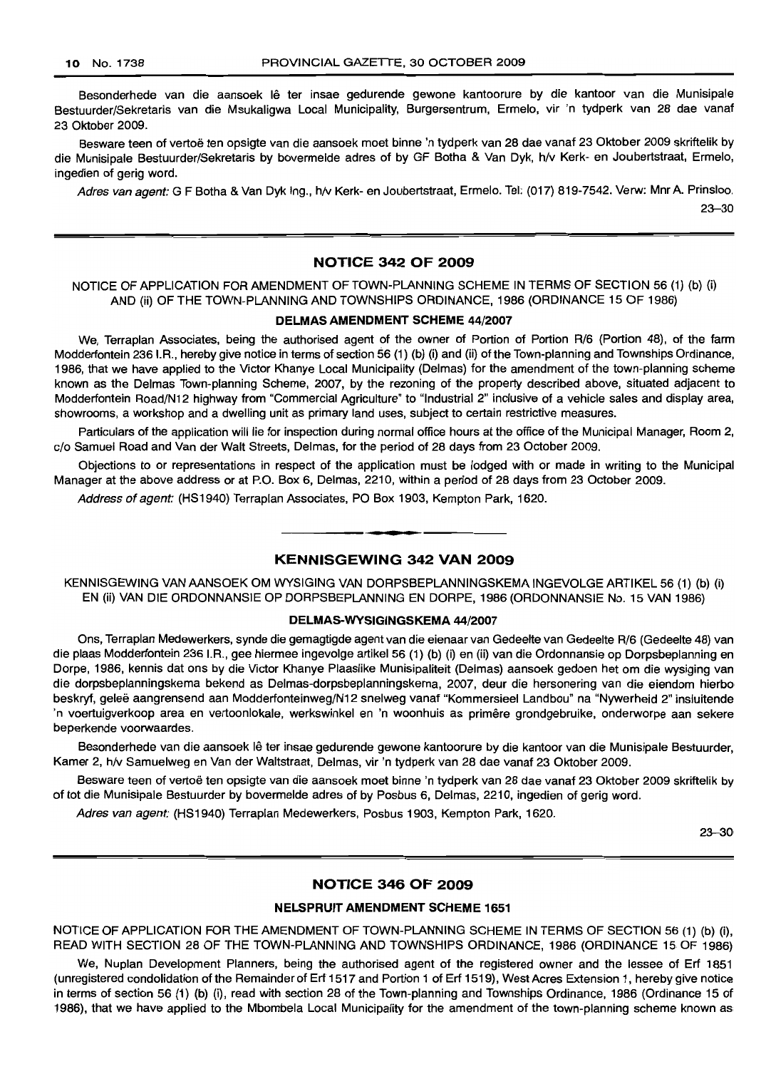Besonderhede van die aansoek lê ter insae gedurende gewone kantoorure by die kantoor van die Munisipale Bestuurder/Sekretaris van die Msukaligwa Local Municipality, Burgersentrum, Ermelo, vir 'n tydperk van 28 dae vanaf 23 Oktober 2009.

Besware teen of vertoë ten opsigte van die aansoek moet binne 'n tydperk van 28 dae vanaf 23 Oktober 2009 skriftelik by die Munisipale Bestuurder/Sekretaris by bovermelde adres of by GF Botha & Van Dyk, h/v Kerk- en Joubertstraat, Ermelo, ingedien of gerig word.

*Adres van agent:* G F Botha & Van Dyk Ing., h/v Kerk- en Joubertstraat, Ermelo. Tel: (017) 819-7542. Verw: Mnr A. Prinsloo.

23–30

## NOTICE 342 OF 2009

NOTICE OF APPLICATION FOR AMENDMENT OF TOWN-PLANNING SCHEME IN TERMS OF SECTION 56 (1) (b) (i) AND (ii) OF THE TOWN-PLANNING AND TOWNSHIPS ORDINANCE, 1986 (ORDINANCE 15 OF 1986)

### DELMAS AMENDMENT SCHEME 44/2007

We, Terraplan Associates, being the authorised agent of the owner of Portion of Portion R/6 (Portion 48), of the farm Modderfontein 236 I.R., hereby give notice in terms of section 56 (1) (b) (i) and (ii) of the Town-planning and Townships Ordinance, 1986, that we have applied to the Victor Khanye Local Municipality (Delmas) for the amendment of the town-planning scheme known as the Delmas Town-planning Scheme, 2007, by the rezoning of the property described above, situated adjacent to Modderfontein Road/N12 highway from "Commercial Agriculture" to "Industrial 2" inclusive of a vehicle sales and display area, showrooms, a workshop and a dwelling unit as primary land uses, subject to certain restrictive measures.

Particulars of the application will lie for inspection during normal office hours at the office of the Municipal Manager, Room 2, c/o Samuel Road and Van der Walt Streets, Delmas, for the period of 28 days from 23 October 2009.

Objections to or representations in respect of the application must be lodged with or made in writing to the Municipal Manager at the above address or at P.O. Box 6, Delmas, 2210, within a period of 28 days from 23 October 2009.

*Address of agent:* (HS1940) Terraplan Associates, PO Box 1903, Kempton Park, 1620.

## KENNISGEWING 342 VAN 2009

KENNISGEWING VAN AANSOEK OM WYSIGING VAN DORPSBEPLANNINGSKEMA INGEVOLGE ARTIKEL 56 (1) (b) (i) EN (ii) VAN DIE ORDONNANSIE OP DORPSBEPLANNING EN DORPE, 1986 (ORDONNANSIE No. 15 VAN 1986)

### DELMAS-WYSIGINGSKEMA 44/2007

Ons, Terraplan Medewerkers, synde die gemagtigde agent van die eienaar van Gedeelte van Gedeelte R/6 (Gedeelte 48) van die plaas Modderfontein 236 I.R., gee hiermee ingevolge artikel 56 (1) (b) (i) en (ii) van die Ordonnansie op Dorpsbeplanning en Dorpe, 1986, kennis dat ons by die Victor Khanye Plaaslike Munisipaliteit (Delmas) aansoek gedoen het om die wysiging van die dorpsbeplanningskema bekend as Delmas-dorpsbeplanningskema, 2007, deur die hersonering van die eiendom hierbo beskryf, geleë aangrensend aan Modderfonteinweg/N12 snelweg vanaf "Kommersieel Landbou" na "Nywerheid 2" insluitende 'n voertuigverkoop area en vertoonlokale, werkswinkel en 'n woonhuis as primêre grondgebruike, onderworpe aan sekere beperkende voorwaardes.

Besonderhede van die aansoek lê ter insae gedurende gewone kantoorure by die kantoor van die Munisipale Bestuurder, Kamer 2, h/v Samuelweg en Van der Waltstraat, Delmas, vir 'n tydperk van 28 dae vanaf 23 Oktober 2009.

Besware teen of vertoë ten opsigte van die aansoek moet binne 'n tydperk van 28 dae vanaf 23 Oktober 2009 skriftelik by of tot die Munisipale Bestuurder by bovermelde adres of by Posbus 6, Delmas, 2210, ingedien of gerig word.

*Adres van agent:* (HS1940) Terraplan Medewerkers, Posbus 1903, Kempton Park, 1620.

23–30

## NOTICE 346 OF 2009

### NELSPRUIT AMENDMENT SCHEME 1651

NOTICE OF APPLICATION FOR THE AMENDMENT OF TOWN-PLANNING SCHEME IN TERMS OF SECTION 56 (1) (b) (i), READ WITH SECTION 28 OF THE TOWN-PLANNING AND TOWNSHIPS ORDINANCE, 1986 (ORDINANCE 15 OF 1986)

We, Nuplan Development Planners, being the authorised agent of the registered owner and the lessee of Erf 1851 (unregistered condolidation of the Remainder of Erf 1517 and Portion 1 of Erf 1519), West Acres Extension 1, hereby give notice in terms of section 56 (1) (b) (i), read with section 28 of the Town-planning and Townships Ordinance, 1986 (Ordinance 15 of 1986), that we have applied to the Mbombela Local Municipality for the amendment of the town-planning scheme known as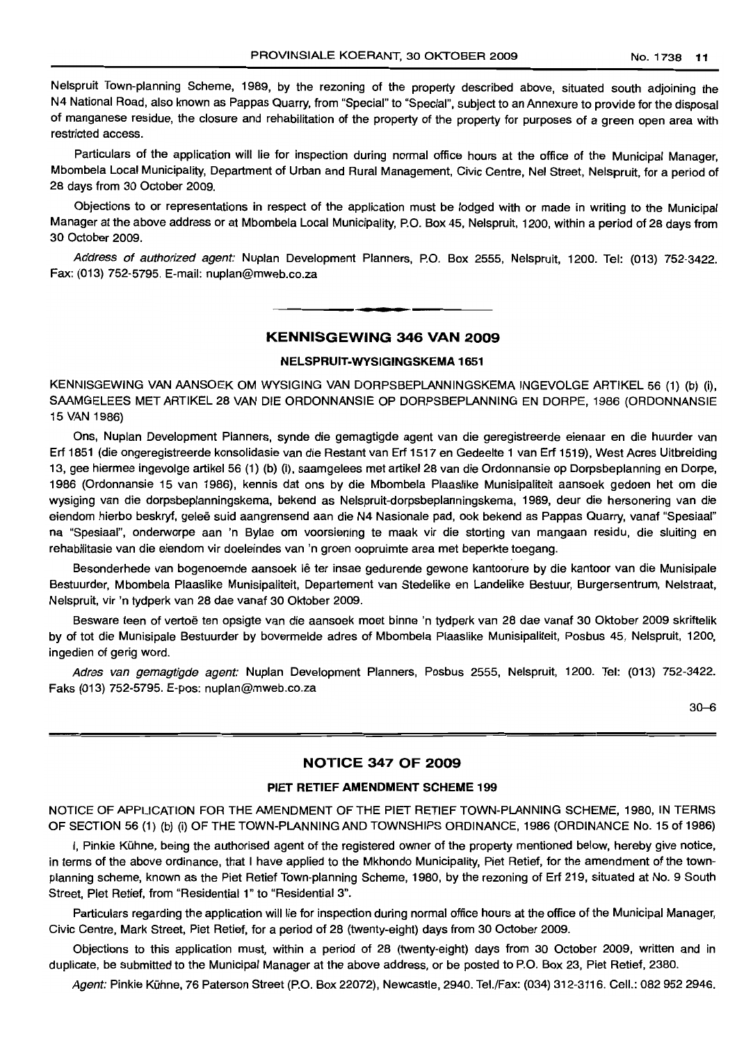Nelspruit Town-planning Scheme, 1989, by the rezoning of the property described above, situated south adjoining the N4 National Road, also known as Pappas Quarry, from "Special" to "Special", subject to an Annexure to provide for the disposal of manganese residue, the closure and rehabilitation of the property of the property for purposes of a green open area with restricted access.

Particulars of the application will lie for inspection during normal office hours at the office of the Municipal Manager, Mbombela Local Municipality, Department of Urban and Rural Management, Civic Centre, Nel Street, Nelspruit, for a period of 28 days from 30 October 2009.

Objections to or representations in respect of the application must be lodged with or made in writing to the Municipal Manager at the above address or at Mbombela Local Municipality, P.O. Box 45, Nelspruit, 1200, within a period of 28 days from 30 October 2009.

*Address of authorized agent:* Nuplan Development Planners, P.O. Box 2555, Nelspruit, 1200. Tel: (013) 752-3422. Fax: (013) 752-5795. E-mail: nuplan@mweb.co.za

## KENNISGEWING 346 VAN 2009

### NELSPRUIT-WYSIGINGSKEMA 1651

KENNISGEWING VAN AANSOEK OM WYSIGING VAN DORPSBEPLANNINGSKEMA INGEVOLGE ARTIKEL 56 (1) (b) (i), SAAMGELEES MET ARTIKEL 28 VAN DIE ORDONNANSIE OP DORPSBEPLANNING EN DORPE, 1986 (ORDONNANSIE 15 VAN 1986)

Ons, Nuplan Development Planners, synde die gemagtigde agent van die geregistreerde eienaar en die huurder van Erf 1851 (die ongeregistreerde konsolidasie van die Restant van Erf 1517 en Gedeelte 1 van Erf 1519), West Acres Uitbreiding 13, gee hiermee ingevolge artikel 56 (1) (b) (i), saamgelees met artikel 28 van die Ordonnansie op Dorpsbeplanning en Dorpe, 1986 (Ordonnansie 15 van 1986), kennis dat ons by die Mbombela Plaaslike Munisipaliteit aansoek gedoen het om die wysiging van die dorpsbeplanningskema, bekend as Nelspruit-dorpsbeplanningskema, 1989, deur die hersonering van die eiendom hierbo beskryf, geleë suid aangrensend aan die N4 Nasionale pad, ook bekend as Pappas Quarry, vanaf "Spesiaal" na "Spesiaal", onderworpe aan 'n Bylae om voorsiening te maak vir die storting van mangaan residu, die sluiting en rehabilitasie van die eiendom vir doeleindes van 'n groen oopruimte area met beperkte toegang.

Besonderhede van bogenoemde aansoek lê ter insae gedurende gewone kantoorure by die kantoor van die Munisipale Bestuurder, Mbombela Plaaslike Munisipaliteit, Departement van Stedelike en Landelike Bestuur, Burgersentrum, Nelstraat, Nelspruit, vir 'n tydperk van 28 dae vanaf 30 Oktober 2009.

Besware teen of vertoë ten opsigte van die aansoek moet binne 'n tydperk van 28 dae vanaf 30 Oktober 2009 skriftelik by of tot die Munisipale Bestuurder by bovermelde adres of Mbombela Plaaslike Munisipaliteit, Posbus 45, Nelspruit, 1200, ingedien of gerig word.

*Adres van gemagtigde agent:* Nuplan Development Planners, Posbus 2555, Nelspruit, 1200. Tel: (013) 752-3422. Faks (013) 752-5795. E-pos: nuplan@mweb.co.za

30–6

## NOTICE 347 OF 2009

### PIET RETIEF AMENDMENT SCHEME 199

NOTICE OF APPLICATION FOR THE AMENDMENT OF THE PIET RETIEF TOWN-PLANNING SCHEME, 1980, IN TERMS OF SECTION 56 (1) (b) (i) OF THE TOWN-PLANNING AND TOWNSHIPS ORDINANCE, 1986 (ORDINANCE No. 15 of 1986)

I, Pinkie Kühne, being the authorised agent of the registered owner of the property mentioned below, hereby give notice, in terms of the above ordinance, that I have applied to the Mkhondo Municipality, Piet Retief, for the amendment of the town-planning scheme, known as the Piet Retief Town-planning Scheme, 1980, by the rezoning of Erf 219, situated at No. 9 South Street, Piet Retief, from "Residential 1" to "Residential 3".

Particulars regarding the application will lie for inspection during normal office hours at the office of the Municipal Manager, Civic Centre, Mark Street, Piet Retief, for a period of 28 (twenty-eight) days from 30 October 2009.

Objections to this application must, within a period of 28 (twenty-eight) days from 30 October 2009, written and in duplicate, be submitted to the Municipal Manager at the above address, or be posted to P.O. Box 23, Piet Retief, 2380.

*Agent:* Pinkie Kühne, 76 Paterson Street (P.O. Box 22072), Newcastle, 2940. Tel./Fax: (034) 312-3116. Cell.: 082 952 2946.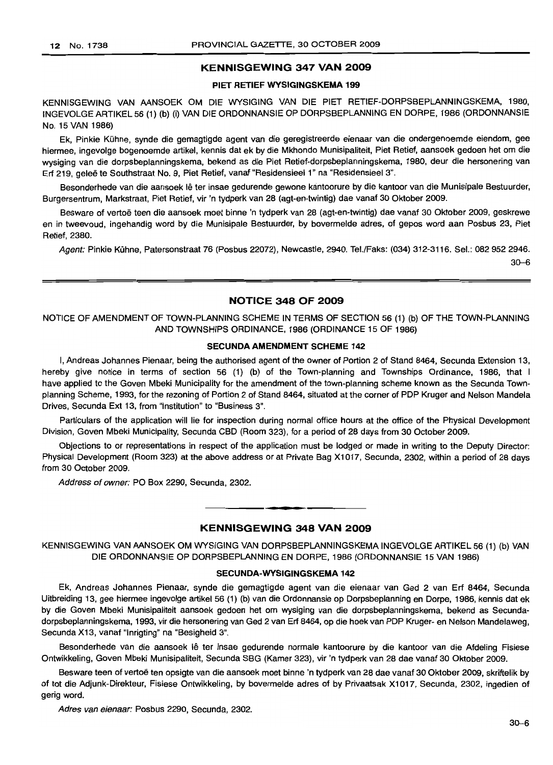## KENNISGEWING 347 VAN 2009

### PIET RETIEF WYSIGINGSKEMA 199

KENNISGEWING VAN AANSOEK OM DIE WYSIGING VAN DIE PIET RETIEF-DORPSBEPLANNINGSKEMA, 1980, INGEVOLGE ARTIKEL 56 (1) (b) (i) VAN DIE ORDONNANSIE OP DORPSBEPLANNING EN DORPE, 1986 (ORDONNANSIE No. 15 VAN 1986)

Ek, Pinkie Kühne, synde die gemagtigde agent van die geregistreerde eienaar van die ondergenoemde eiendom, gee hiermee, ingevolge bogenoemde artikel, kennis dat ek by die Mkhondo Munisipaliteit, Piet Retief, aansoek gedoen het om die wysiging van die dorpsbeplanningskema, bekend as die Piet Retief-dorpsbeplanningskema, 1980, deur die hersonering van Erf 219, geleë te Southstraat No. 9, Piet Retief, vanaf "Residensieel 1" na "Residensieel 3".

Besonderhede van die aansoek lê ter insae gedurende gewone kantoorure by die kantoor van die Munisipale Bestuurder, Burgersentrum, Markstraat, Piet Retief, vir 'n tydperk van 28 (agt-en-twintig) dae vanaf 30 Oktober 2009.

Besware of vertoë teen die aansoek moet binne 'n tydperk van 28 (agt-en-twintig) dae vanaf 30 Oktober 2009, geskrewe en in tweevoud, ingehandig word by die Munisipale Bestuurder, by bovermelde adres, of gepos word aan Posbus 23, Piet Retief, 2380.

*Agent:* Pinkie Kühne, Patersonstraat 76 (Posbus 22072), Newcastle, 2940. Tel./Faks: (034) 312-3116. Sel.: 082 952 2946.

30–6

## NOTICE 348 OF 2009

NOTICE OF AMENDMENT OF TOWN-PLANNING SCHEME IN TERMS OF SECTION 56 (1) (b) OF THE TOWN-PLANNING AND TOWNSHIPS ORDINANCE, 1986 (ORDINANCE 15 OF 1986)

### SECUNDA AMENDMENT SCHEME 142

I, Andreas Johannes Pienaar, being the authorised agent of the owner of Portion 2 of Stand 8464, Secunda Extension 13, hereby give notice in terms of section 56 (1) (b) of the Town-planning and Townships Ordinance, 1986, that I have applied to the Goven Mbeki Municipality for the amendment of the town-planning scheme known as the Secunda Town-planning Scheme, 1993, for the rezoning of Portion 2 of Stand 8464, situated at the corner of PDP Kruger and Nelson Mandela Drives, Secunda Ext 13, from "Institution" to "Business 3".

Particulars of the application will lie for inspection during normal office hours at the office of the Physical Development Division, Goven Mbeki Municipality, Secunda CBD (Room 323), for a period of 28 days from 30 October 2009.

Objections to or representations in respect of the application must be lodged or made in writing to the Deputy Director: Physical Development (Room 323) at the above address or at Private Bag X1017, Secunda, 2302, within a period of 28 days from 30 October 2009.

*Address of owner:* PO Box 2290, Secunda, 2302.

## KENNISGEWING 348 VAN 2009

KENNISGEWING VAN AANSOEK OM WYSIGING VAN DORPSBEPLANNINGSKEMA INGEVOLGE ARTIKEL 56 (1) (b) VAN DIE ORDONNANSIE OP DORPSBEPLANNING EN DORPE, 1986 (ORDONNANSIE 15 VAN 1986)

### SECUNDA-WYSIGINGSKEMA 142

Ek, Andreas Johannes Pienaar, synde die gemagtigde agent van die eienaar van Ged 2 van Erf 8464, Secunda Uitbreiding 13, gee hiermee ingevolge artikel 56 (1) (b) van die Ordonnansie op Dorpsbeplanning en Dorpe, 1986, kennis dat ek by die Goven Mbeki Munisipaliteit aansoek gedoen het om wysiging van die dorpsbeplanningskema, bekend as Secunda-dorpsbeplanningskema, 1993, vir die hersonering van Ged 2 van Erf 8464, op die hoek van PDP Kruger- en Nelson Mandelaweg, Secunda X13, vanaf "Inrigting" na "Besigheid 3".

Besonderhede van die aansoek lê ter insae gedurende normale kantoorure by die kantoor van die Afdeling Fisiese Ontwikkeling, Goven Mbeki Munisipaliteit, Secunda SBG (Kamer 323), vir 'n tydperk van 28 dae vanaf 30 Oktober 2009.

Besware teen of vertoë ten opsigte van die aansoek moet binne 'n tydperk van 28 dae vanaf 30 Oktober 2009, skriftelik by of tot die Adjunk-Direkteur, Fisiese Ontwikkeling, by bovermelde adres of by Privaatsak X1017, Secunda, 2302, ingedien of gerig word.

*Adres van eienaar:* Posbus 2290, Secunda, 2302.

30–6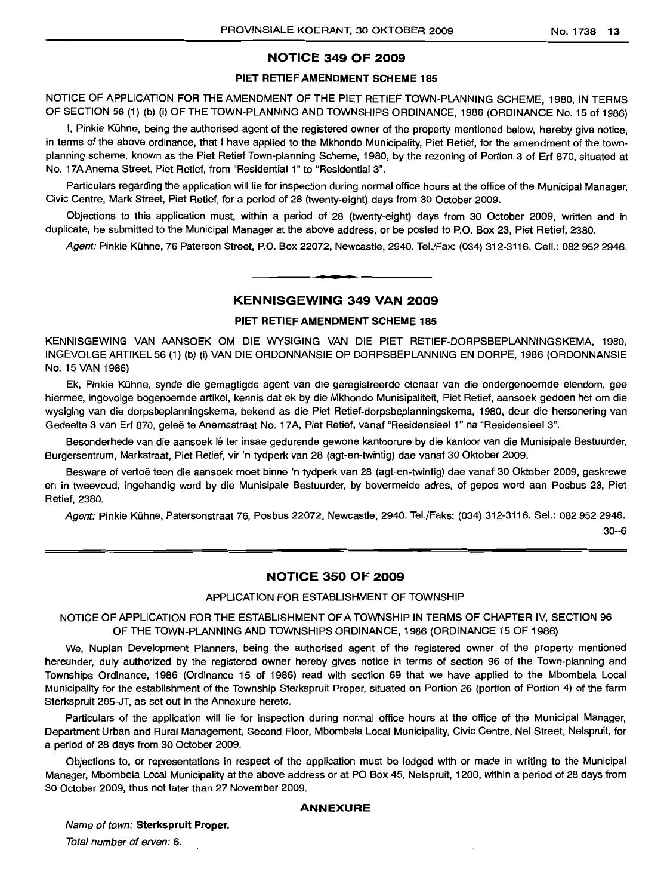## NOTICE 349 OF 2009

### PIET RETIEF AMENDMENT SCHEME 185

NOTICE OF APPLICATION FOR THE AMENDMENT OF THE PIET RETIEF TOWN-PLANNING SCHEME, 1980, IN TERMS OF SECTION 56 (1) (b) (i) OF THE TOWN-PLANNING AND TOWNSHIPS ORDINANCE, 1986 (ORDINANCE No. 15 of 1986)

I, Pinkie Kühne, being the authorised agent of the registered owner of the property mentioned below, hereby give notice, in terms of the above ordinance, that I have applied to the Mkhondo Municipality, Piet Retief, for the amendment of the town-planning scheme, known as the Piet Retief Town-planning Scheme, 1980, by the rezoning of Portion 3 of Erf 870, situated at No. 17A Anema Street, Piet Retief, from "Residential 1" to "Residential 3".

Particulars regarding the application will lie for inspection during normal office hours at the office of the Municipal Manager, Civic Centre, Mark Street, Piet Retief, for a period of 28 (twenty-eight) days from 30 October 2009.

Objections to this application must, within a period of 28 (twenty-eight) days from 30 October 2009, written and in duplicate, be submitted to the Municipal Manager at the above address, or be posted to P.O. Box 23, Piet Retief, 2380.

*Agent:* Pinkie Kühne, 76 Paterson Street, P.O. Box 22072, Newcastle, 2940. Tel./Fax: (034) 312-3116. Cell.: 082 952 2946.

---

## KENNISGEWING 349 VAN 2009

### PIET RETIEF AMENDMENT SCHEME 185

KENNISGEWING VAN AANSOEK OM DIE WYSIGING VAN DIE PIET RETIEF-DORPSBEPLANNINGSKEMA, 1980, INGEVOLGE ARTIKEL 56 (1) (b) (i) VAN DIE ORDONNANSIE OP DORPSBEPLANNING EN DORPE, 1986 (ORDONNANSIE No. 15 VAN 1986)

Ek, Pinkie Kühne, synde die gemagtigde agent van die geregistreerde eienaar van die ondergenoemde eiendom, gee hiermee, ingevolge bogenoemde artikel, kennis dat ek by die Mkhondo Munisipaliteit, Piet Retief, aansoek gedoen het om die wysiging van die dorpsbeplanningskema, bekend as die Piet Retief-dorpsbeplanningskema, 1980, deur die hersonering van Gedeelte 3 van Erf 870, geleë te Anemastraat No. 17A, Piet Retief, vanaf "Residensieel 1" na "Residensieel 3".

Besonderhede van die aansoek lê ter insae gedurende gewone kantoorure by die kantoor van die Munisipale Bestuurder, Burgersentrum, Markstraat, Piet Retief, vir 'n tydperk van 28 (agt-en-twintig) dae vanaf 30 Oktober 2009.

Besware of vertoë teen die aansoek moet binne 'n tydperk van 28 (agt-en-twintig) dae vanaf 30 Oktober 2009, geskrewe en in tweevoud, ingehandig word by die Munisipale Bestuurder, by bovermelde adres, of gepos word aan Posbus 23, Piet Retief, 2380.

*Agent:* Pinkie Kühne, Patersonstraat 76, Posbus 22072, Newcastle, 2940. Tel./Faks: (034) 312-3116. Sel.: 082 952 2946.

30–6

---

## NOTICE 350 OF 2009

### APPLICATION FOR ESTABLISHMENT OF TOWNSHIP

NOTICE OF APPLICATION FOR THE ESTABLISHMENT OF A TOWNSHIP IN TERMS OF CHAPTER IV, SECTION 96 OF THE TOWN-PLANNING AND TOWNSHIPS ORDINANCE, 1986 (ORDINANCE 15 OF 1986)

We, Nuplan Development Planners, being the authorised agent of the registered owner of the property mentioned hereunder, duly authorized by the registered owner hereby gives notice in terms of section 96 of the Town-planning and Townships Ordinance, 1986 (Ordinance 15 of 1986) read with section 69 that we have applied to the Mbombela Local Municipality for the establishment of the Township Sterkspruit Proper, situated on Portion 26 (portion of Portion 4) of the farm Sterkspruit 285-JT, as set out in the Annexure hereto.

Particulars of the application will lie for inspection during normal office hours at the office of the Municipal Manager, Department Urban and Rural Management, Second Floor, Mbombela Local Municipality, Civic Centre, Nel Street, Nelspruit, for a period of 28 days from 30 October 2009.

Objections to, or representations in respect of the application must be lodged with or made in writing to the Municipal Manager, Mbombela Local Municipality at the above address or at PO Box 45, Nelspruit, 1200, within a period of 28 days from 30 October 2009, thus not later than 27 November 2009.

### ANNEXURE

*Name of town:* **Sterkspruit Proper.**

*Total number of erven:* 6.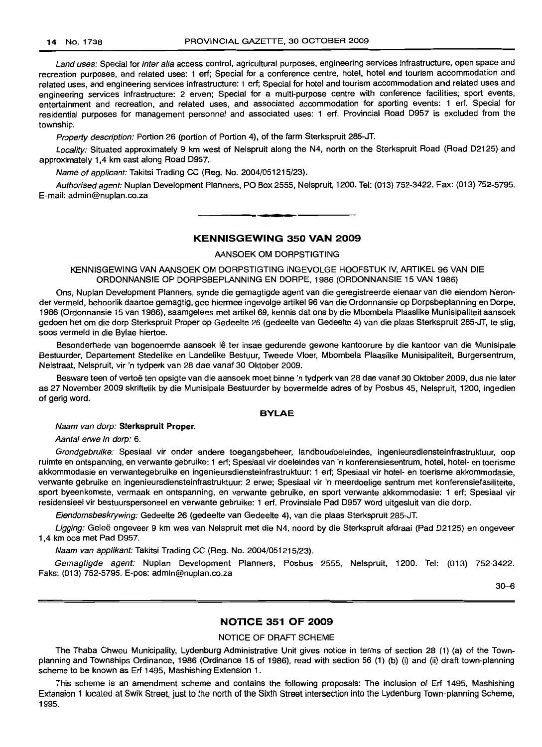*Land uses:* Special for *inter alia* access control, agricultural purposes, engineering services infrastructure, open space and recreation purposes, and related uses: 1 erf; Special for a conference centre, hotel, hotel and tourism accommodation and related uses, and engineering services infrastructure: 1 erf; Special for hotel and tourism accommodation and related uses and engineering services infrastructure: 2 erven; Special for a multi-purpose centre with conference facilities; sport events, entertainment and recreation, and related uses, and associated accommodation for sporting events: 1 erf. Special for residential purposes for management personnel and associated uses: 1 erf. Provincial Road D957 is excluded from the township.

*Property description:* Portion 26 (portion of Portion 4), of the farm Sterkspruit 285-JT.

*Locality:* Situated approximately 9 km west of Nelspruit along the N4, north on the Sterkspruit Road (Road D2125) and approximately 1,4 km east along Road D957.

*Name of applicant:* Takitsi Trading CC (Reg. No. 2004/051215/23).

*Authorised agent:* Nuplan Development Planners, PO Box 2555, Nelspruit, 1200. Tel: (013) 752-3422. Fax: (013) 752-5795. E-mail: admin@nuplan.co.za

---

## KENNISGEWING 350 VAN 2009

AANSOEK OM DORPSTIGTING

KENNISGEWING VAN AANSOEK OM DORPSTIGTING INGEVOLGE HOOFSTUK IV, ARTIKEL 96 VAN DIE ORDONNANSIE OP DORPSBEPLANNING EN DORPE, 1986 (ORDONNANSIE 15 VAN 1986)

Ons, Nuplan Development Planners, synde die gemagtigde agent van die geregistreerde eienaar van die eiendom hieronder vermeld, behoorlik daartoe gemagtig, gee hiermee ingevolge artikel 96 van die Ordonnansie op Dorpsbeplanning en Dorpe, 1986 (Ordonnansie 15 van 1986), saamgelees met artikel 69, kennis dat ons by die Mbombela Plaaslike Munisipaliteit aansoek gedoen het om die dorp Sterkspruit Proper op Gedeelte 26 (gedeelte van Gedeelte 4) van die plaas Sterkspruit 285-JT, te stig, soos vermeld in die Bylae hiertoe.

Besonderhede van bogenoemde aansoek lê ter insae gedurende gewone kantoorure by die kantoor van die Munisipale Bestuurder, Departement Stedelike en Landelike Bestuur, Tweede Vloer, Mbombela Plaaslike Munisipaliteit, Burgersentrum, Nelstraat, Nelspruit, vir 'n tydperk van 28 dae vanaf 30 Oktober 2009.

Besware teen of vertoë ten opsigte van die aansoek moet binne 'n tydperk van 28 dae vanaf 30 Oktober 2009, dus nie later as 27 November 2009 skriftelik by die Munisipale Bestuurder by bovermelde adres of by Posbus 45, Nelspruit, 1200, ingedien of gerig word.

### BYLAE

*Naam van dorp:* **Sterkspruit Proper.**

*Aantal erwe in dorp:* 6.

*Grondgebruike:* Spesiaal vir onder andere toegangsbeheer, landboudoeleindes, ingenieursdiensteinfrastruktuur, oop ruimte en ontspanning, en verwante gebruike: 1 erf; Spesiaal vir doeleindes van 'n konferensiesentrum, hotel, hotel- en toerisme akkommodasie en verwantegebruike en ingenieursdiensteinfrastruktuur: 1 erf; Spesiaal vir hotel- en toerisme akkommodasie, verwante gebruike en ingenieursdiensteinfrastruktuur: 2 erwe; Spesiaal vir 'n meerdoelige sentrum met konferensiefasiliteite, sport byeenkomste, vermaak en ontspanning, en verwante gebruike, en sport verwante akkommodasie: 1 erf; Spesiaal vir residensieel vir bestuurspersoneel en verwante gebruike: 1 erf. Provinsiale Pad D957 word uitgesluit van die dorp.

*Eiendomsbeskrywing:* Gedeelte 26 (gedeelte van Gedeelte 4), van die plaas Sterkspruit 285-JT.

*Ligging:* Geleë ongeveer 9 km wes van Nelspruit met die N4, noord by die Sterkspruit afdraai (Pad D2125) en ongeveer 1,4 km oos met Pad D957.

*Naam van applikant:* Takitsi Trading CC (Reg. No. 2004/051215/23).

*Gemagtigde agent:* Nuplan Development Planners, Posbus 2555, Nelspruit, 1200. Tel: (013) 752-3422. Faks: (013) 752-5795. E-pos: admin@nuplan.co.za

30–6

---

## NOTICE 351 OF 2009

NOTICE OF DRAFT SCHEME

The Thaba Chweu Municipality, Lydenburg Administrative Unit gives notice in terms of section 28 (1) (a) of the Town-planning and Townships Ordinance, 1986 (Ordinance 15 of 1986), read with section 56 (1) (b) (i) and (ii) draft town-planning scheme to be known as Erf 1495, Mashishing Extension 1.

This scheme is an amendment scheme and contains the following proposals: The inclusion of Erf 1495, Mashishing Extension 1 located at Swik Street, just to the north of the Sixth Street intersection into the Lydenburg Town-planning Scheme, 1995.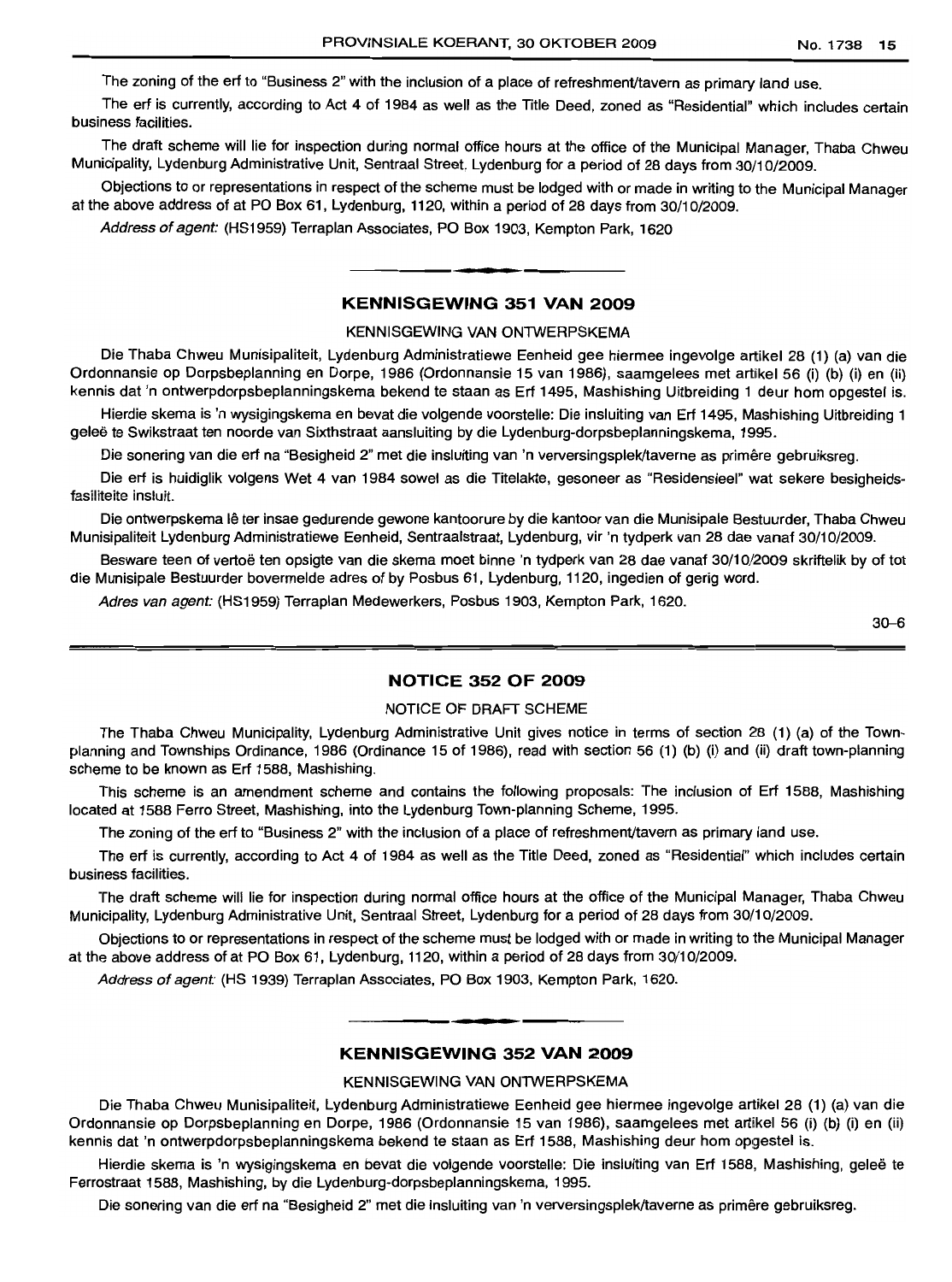The zoning of the erf to "Business 2" with the inclusion of a place of refreshment/tavern as primary land use.

The erf is currently, according to Act 4 of 1984 as well as the Title Deed, zoned as "Residential" which includes certain business facilities.

The draft scheme will lie for inspection during normal office hours at the office of the Municipal Manager, Thaba Chweu Municipality, Lydenburg Administrative Unit, Sentraal Street, Lydenburg for a period of 28 days from 30/10/2009.

Objections to or representations in respect of the scheme must be lodged with or made in writing to the Municipal Manager at the above address of at PO Box 61, Lydenburg, 1120, within a period of 28 days from 30/10/2009.

*Address of agent:* (HS1959) Terraplan Associates, PO Box 1903, Kempton Park, 1620

## KENNISGEWING 351 VAN 2009

KENNISGEWING VAN ONTWERPSKEMA

Die Thaba Chweu Munisipaliteit, Lydenburg Administratiewe Eenheid gee hiermee ingevolge artikel 28 (1) (a) van die Ordonnansie op Dorpsbeplanning en Dorpe, 1986 (Ordonnansie 15 van 1986), saamgelees met artikel 56 (i) (b) (i) en (ii) kennis dat 'n ontwerpdorpsbeplanningskema bekend te staan as Erf 1495, Mashishing Uitbreiding 1 deur hom opgestel is.

Hierdie skema is 'n wysigingskema en bevat die volgende voorstelle: Die insluiting van Erf 1495, Mashishing Uitbreiding 1 geleë te Swikstraat ten noorde van Sixthstraat aansluiting by die Lydenburg-dorpsbeplanningskema, 1995.

Die sonering van die erf na "Besigheid 2" met die insluiting van 'n verversingsplek/taverne as primêre gebruiksreg.

Die erf is huidiglik volgens Wet 4 van 1984 sowel as die Titelakte, gesoneer as "Residensieel" wat sekere besigheidsfasiliteite insluit.

Die ontwerpskema lê ter insae gedurende gewone kantoorure by die kantoor van die Munisipale Bestuurder, Thaba Chweu Munisipaliteit Lydenburg Administratiewe Eenheid, Sentraalstraat, Lydenburg, vir 'n tydperk van 28 dae vanaf 30/10/2009.

Besware teen of vertoë ten opsigte van die skema moet binne 'n tydperk van 28 dae vanaf 30/10/2009 skriftelik by of tot die Munisipale Bestuurder bovermelde adres of by Posbus 61, Lydenburg, 1120, ingedien of gerig word.

*Adres van agent:* (HS1959) Terraplan Medewerkers, Posbus 1903, Kempton Park, 1620.

30–6

## NOTICE 352 OF 2009

NOTICE OF DRAFT SCHEME

The Thaba Chweu Municipality, Lydenburg Administrative Unit gives notice in terms of section 28 (1) (a) of the Town-planning and Townships Ordinance, 1986 (Ordinance 15 of 1986), read with section 56 (1) (b) (i) and (ii) draft town-planning scheme to be known as Erf 1588, Mashishing.

This scheme is an amendment scheme and contains the following proposals: The inclusion of Erf 1588, Mashishing located at 1588 Ferro Street, Mashishing, into the Lydenburg Town-planning Scheme, 1995.

The zoning of the erf to "Business 2" with the inclusion of a place of refreshment/tavern as primary land use.

The erf is currently, according to Act 4 of 1984 as well as the Title Deed, zoned as "Residential" which includes certain business facilities.

The draft scheme will lie for inspection during normal office hours at the office of the Municipal Manager, Thaba Chweu Municipality, Lydenburg Administrative Unit, Sentraal Street, Lydenburg for a period of 28 days from 30/10/2009.

Objections to or representations in respect of the scheme must be lodged with or made in writing to the Municipal Manager at the above address of at PO Box 61, Lydenburg, 1120, within a period of 28 days from 30/10/2009.

*Address of agent:* (HS 1939) Terraplan Associates, PO Box 1903, Kempton Park, 1620.

## KENNISGEWING 352 VAN 2009

KENNISGEWING VAN ONTWERPSKEMA

Die Thaba Chweu Munisipaliteit, Lydenburg Administratiewe Eenheid gee hiermee ingevolge artikel 28 (1) (a) van die Ordonnansie op Dorpsbeplanning en Dorpe, 1986 (Ordonnansie 15 van 1986), saamgelees met artikel 56 (i) (b) (i) en (ii) kennis dat 'n ontwerpdorpsbeplanningskema bekend te staan as Erf 1588, Mashishing deur hom opgestel is.

Hierdie skema is 'n wysigingskema en bevat die volgende voorstelle: Die insluiting van Erf 1588, Mashishing, geleë te Ferrostraat 1588, Mashishing, by die Lydenburg-dorpsbeplanningskema, 1995.

Die sonering van die erf na "Besigheid 2" met die insluiting van 'n verversingsplek/taverne as primêre gebruiksreg.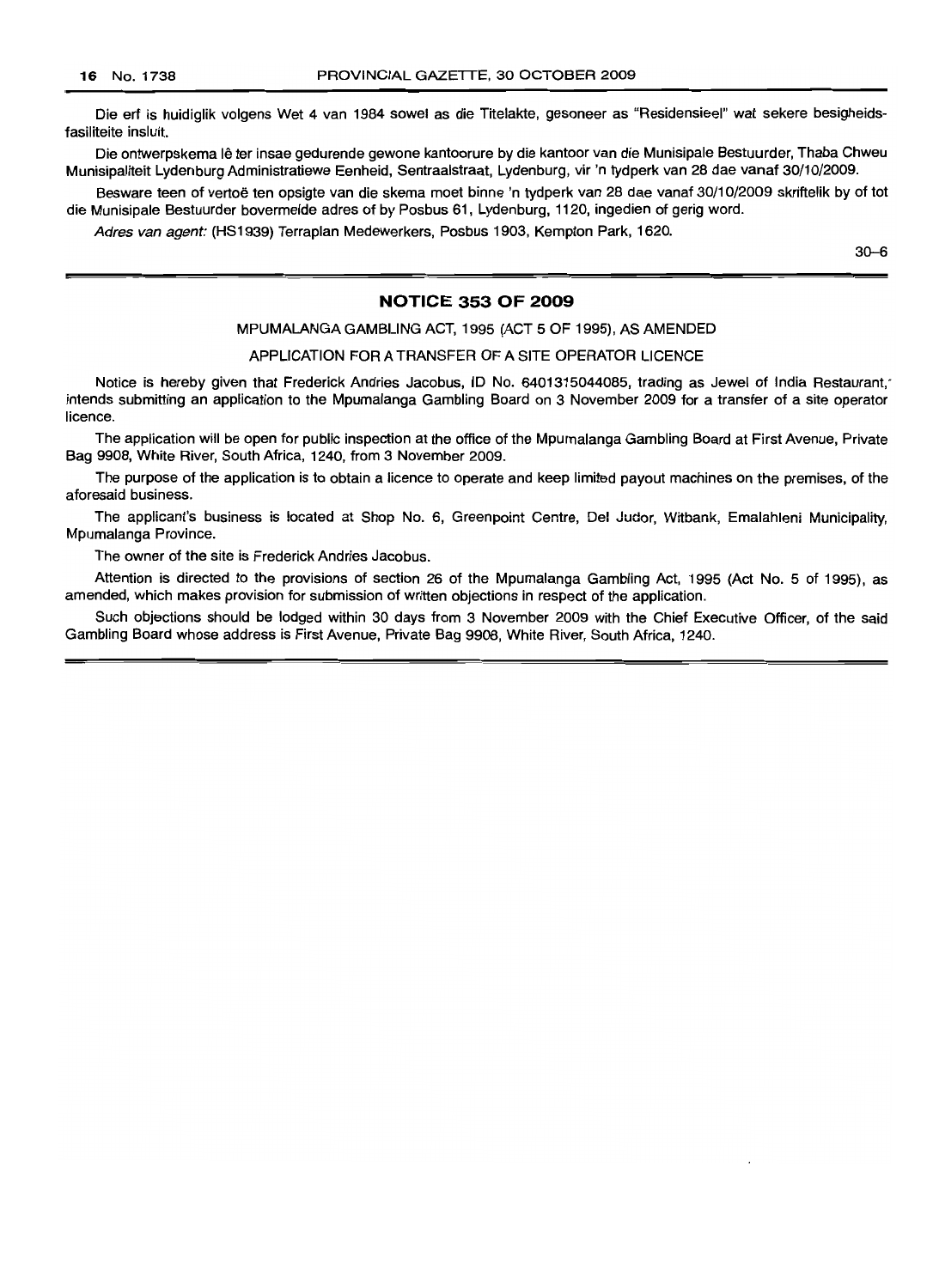Die erf is huidiglik volgens Wet 4 van 1984 sowel as die Titelakte, gesoneer as "Residensieel" wat sekere besigheidsfasiliteite insluit.

Die ontwerpskema lê ter insae gedurende gewone kantoorure by die kantoor van die Munisipale Bestuurder, Thaba Chweu Munisipaliteit Lydenburg Administratiewe Eenheid, Sentraalstraat, Lydenburg, vir 'n tydperk van 28 dae vanaf 30/10/2009.

Besware teen of vertoë ten opsigte van die skema moet binne 'n tydperk van 28 dae vanaf 30/10/2009 skriftelik by of tot die Munisipale Bestuurder bovermelde adres of by Posbus 61, Lydenburg, 1120, ingedien of gerig word.

*Adres van agent:* (HS1939) Terraplan Medewerkers, Posbus 1903, Kempton Park, 1620.

30–6

## NOTICE 353 OF 2009

MPUMALANGA GAMBLING ACT, 1995 (ACT 5 OF 1995), AS AMENDED

APPLICATION FOR A TRANSFER OF A SITE OPERATOR LICENCE

Notice is hereby given that Frederick Andries Jacobus, ID No. 6401315044085, trading as Jewel of India Restaurant, intends submitting an application to the Mpumalanga Gambling Board on 3 November 2009 for a transfer of a site operator licence.

The application will be open for public inspection at the office of the Mpumalanga Gambling Board at First Avenue, Private Bag 9908, White River, South Africa, 1240, from 3 November 2009.

The purpose of the application is to obtain a licence to operate and keep limited payout machines on the premises, of the aforesaid business.

The applicant's business is located at Shop No. 6, Greenpoint Centre, Del Judor, Witbank, Emalahleni Municipality, Mpumalanga Province.

The owner of the site is Frederick Andries Jacobus.

Attention is directed to the provisions of section 26 of the Mpumalanga Gambling Act, 1995 (Act No. 5 of 1995), as amended, which makes provision for submission of written objections in respect of the application.

Such objections should be lodged within 30 days from 3 November 2009 with the Chief Executive Officer, of the said Gambling Board whose address is First Avenue, Private Bag 9908, White River, South Africa, 1240.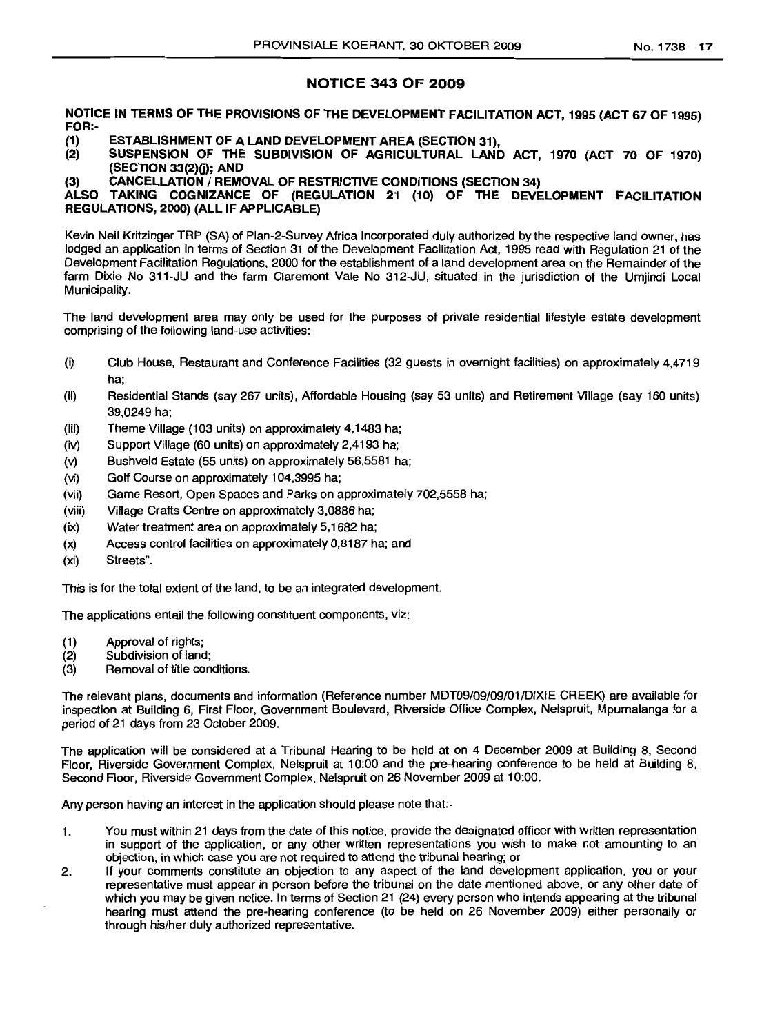## NOTICE 343 OF 2009

**NOTICE IN TERMS OF THE PROVISIONS OF THE DEVELOPMENT FACILITATION ACT, 1995 (ACT 67 OF 1995) FOR:-**

**(1) ESTABLISHMENT OF A LAND DEVELOPMENT AREA (SECTION 31),**

**(2) SUSPENSION OF THE SUBDIVISION OF AGRICULTURAL LAND ACT, 1970 (ACT 70 OF 1970) (SECTION 33(2)(j); AND**

**(3) CANCELLATION / REMOVAL OF RESTRICTIVE CONDITIONS (SECTION 34)**

**ALSO TAKING COGNIZANCE OF (REGULATION 21 (10) OF THE DEVELOPMENT FACILITATION REGULATIONS, 2000) (ALL IF APPLICABLE)**

Kevin Neil Kritzinger TRP (SA) of Plan-2-Survey Africa Incorporated duly authorized by the respective land owner, has lodged an application in terms of Section 31 of the Development Facilitation Act, 1995 read with Regulation 21 of the Development Facilitation Regulations, 2000 for the establishment of a land development area on the Remainder of the farm Dixie No 311-JU and the farm Claremont Vale No 312-JU, situated in the jurisdiction of the Umjindi Local Municipality.

The land development area may only be used for the purposes of private residential lifestyle estate development comprising of the following land-use activities:

- (i) Club House, Restaurant and Conference Facilities (32 guests in overnight facilities) on approximately 4,4719 ha;
- (ii) Residential Stands (say 267 units), Affordable Housing (say 53 units) and Retirement Village (say 160 units) 39,0249 ha;
- (iii) Theme Village (103 units) on approximately 4,1483 ha;
- (iv) Support Village (60 units) on approximately 2,4193 ha;
- (v) Bushveld Estate (55 units) on approximately 56,5581 ha;
- (vi) Golf Course on approximately 104,3995 ha;
- (vii) Game Resort, Open Spaces and Parks on approximately 702,5558 ha;
- (viii) Village Crafts Centre on approximately 3,0886 ha;
- (ix) Water treatment area on approximately 5,1682 ha;
- (x) Access control facilities on approximately 0,8187 ha; and
- (xi) Streets".

This is for the total extent of the land, to be an integrated development.

The applications entail the following constituent components, viz:

- (1) Approval of rights;
- (2) Subdivision of land;
- (3) Removal of title conditions.

The relevant plans, documents and information (Reference number MDT09/09/09/01/DIXIE CREEK) are available for inspection at Building 6, First Floor, Government Boulevard, Riverside Office Complex, Nelspruit, Mpumalanga for a period of 21 days from 23 October 2009.

The application will be considered at a Tribunal Hearing to be held at on 4 December 2009 at Building 8, Second Floor, Riverside Government Complex, Nelspruit at 10:00 and the pre-hearing conference to be held at Building 8, Second Floor, Riverside Government Complex, Nelspruit on 26 November 2009 at 10:00.

Any person having an interest in the application should please note that:-

1. You must within 21 days from the date of this notice, provide the designated officer with written representation in support of the application, or any other written representations you wish to make not amounting to an objection, in which case you are not required to attend the tribunal hearing; or
2. If your comments constitute an objection to any aspect of the land development application, you or your representative must appear in person before the tribunal on the date mentioned above, or any other date of which you may be given notice. In terms of Section 21 (24) every person who intends appearing at the tribunal hearing must attend the pre-hearing conference (to be held on 26 November 2009) either personally or through his/her duly authorized representative.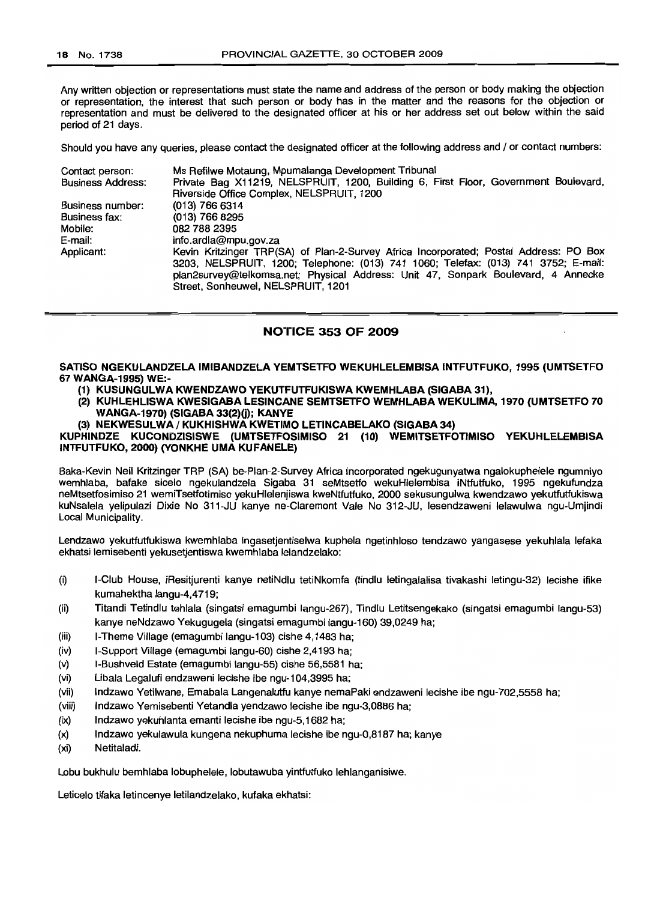Any written objection or representations must state the name and address of the person or body making the objection or representation, the interest that such person or body has in the matter and the reasons for the objection or representation and must be delivered to the designated officer at his or her address set out below within the said period of 21 days.

Should you have any queries, please contact the designated officer at the following address and / or contact numbers:

| | |
|---|---|
| Contact person: | Ms Refilwe Motaung, Mpumalanga Development Tribunal |
| Business Address: | Private Bag X11219, NELSPRUIT, 1200, Building 6, First Floor, Government Boulevard, Riverside Office Complex, NELSPRUIT, 1200 |
| Business number: | (013) 766 6314 |
| Business fax: | (013) 766 8295 |
| Mobile: | 082 788 2395 |
| E-mail: | info.ardla@mpu.gov.za |
| Applicant: | Kevin Kritzinger TRP(SA) of Plan-2-Survey Africa Incorporated; Postal Address: PO Box 3203, NELSPRUIT, 1200; Telephone: (013) 741 1060; Telefax: (013) 741 3752; E-mail: plan2survey@telkomsa.net; Physical Address: Unit 47, Sonpark Boulevard, 4 Annecke Street, Sonheuwel, NELSPRUIT, 1201 |

## NOTICE 353 OF 2009

**SATISO NGEKULANDZELA IMIBANDZELA YEMTSETFO WEKUHLELEMBISA INTFUTFUKO, 1995 (UMTSETFO 67 WANGA-1995) WE:-**

**(1) KUSUNGULWA KWENDZAWO YEKUTFUTFUKISWA KWEMHLABA (SIGABA 31),**

**(2) KUHLEHLISWA KWESIGABA LESINCANE SEMTSETFO WEMHLABA WEKULIMA, 1970 (UMTSETFO 70 WANGA-1970) (SIGABA 33(2)(j); KANYE**

**(3) NEKWESULWA / KUKHISHWA KWETIMO LETINCABELAKO (SIGABA 34)**

**KUPHINDZE KUCONDZISISWE (UMTSETFOSIMISO 21 (10) WEMITSETFOTIMISO YEKUHLELEMBISA INTFUTFUKO, 2000) (YONKHE UMA KUFANELE)**

Baka-Kevin Neil Kritzinger TRP (SA) be-Plan-2-Survey Africa Incorporated ngekugunyatwa ngalokuphelele ngumniyo wemhlaba, bafake sicelo ngekulandzela Sigaba 31 seMtsetfo wekuHlelembisa iNtfutfuko, 1995 ngekufundza neMtsetfosimiso 21 wemiTsetfotimiso yekuHlelenjiswa kweNtfutfuko, 2000 sekusungulwa kwendzawo yekutfutfukiswa kuNsalela yelipulazi Dixie No 311-JU kanye ne-Claremont Vale No 312-JU, lesendzaweni lelawulwa ngu-Umjindi Local Municipality.

Lendzawo yekutfutfukiswa kwemhlaba ingasetjentiselwa kuphela ngetinhloso tendzawo yangasese yekuhlala lefaka ekhatsi lemisebenti yekusetjentiswa kwemhlaba lelandzelako:

(i) I-Club House, iResitjurenti kanye netiNdlu tetiNkomfa (tindlu letingalalisa tivakashi letingu-32) lecishe ifike kumahektha langu-4,4719;

(ii) Titandi Tetindlu tehlala (singatsi emagumbi langu-267), Tindlu Letitsengekako (singatsi emagumbi langu-53) kanye neNdzawo Yekugugela (singatsi emagumbi langu-160) 39,0249 ha;

(iii) I-Theme Village (emagumbi langu-103) cishe 4,1483 ha;

(iv) I-Support Village (emagumbi langu-60) cishe 2,4193 ha;

(v) I-Bushveld Estate (emagumbi langu-55) cishe 56,5581 ha;

(vi) Libala Legalufi endzaweni lecishe ibe ngu-104,3995 ha;

(vii) Indzawo Yetilwane, Emabala Langenalutfu kanye nemaPaki endzaweni lecishe ibe ngu-702,5558 ha;

(viii) Indzawo Yemisebenti Yetandla yendzawo lecishe ibe ngu-3,0886 ha;

(ix) Indzawo yekuhlanta emanti lecishe ibe ngu-5,1682 ha;

(x) Indzawo yekulawula kungena nekuphuma lecishe ibe ngu-0,8187 ha; kanye

(xi) Netitaladi.

Lobu bukhulu bemhlaba lobuphelele, lobutawuba yintfutfuko lehlanganisiwe.

Leticelo tifaka letincenye letilandzelako, kufaka ekhatsi: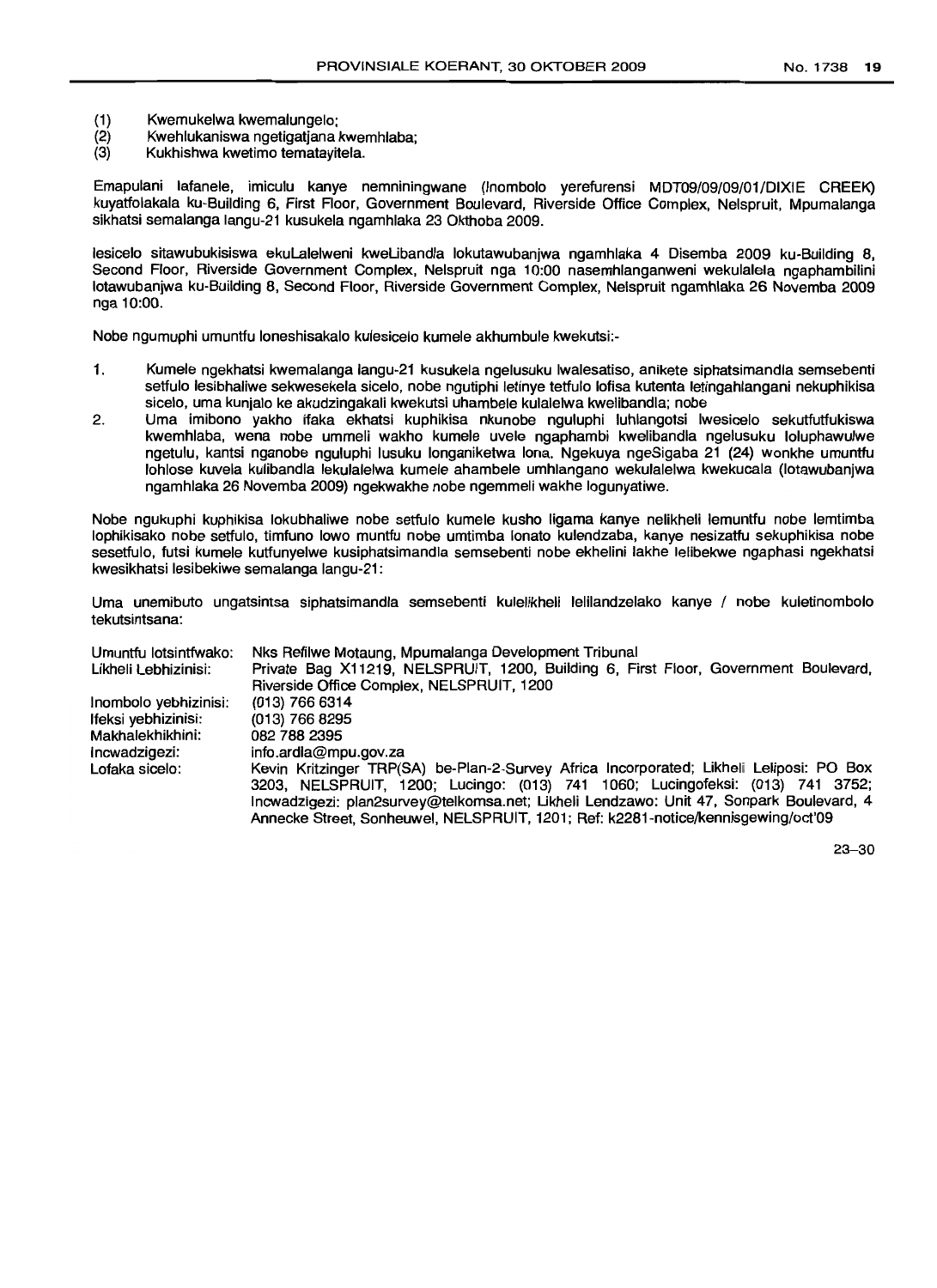(1) Kwemukelwa kwemalungelo;
(2) Kwehlukaniswa ngetigatjana kwemhlaba;
(3) Kukhishwa kwetimo tematayitela.

Emapulani lafanele, imiculu kanye nemniningwane (Inombolo yereferensi MDT09/09/09/01/DIXIE CREEK) kuyatfolakala ku-Building 6, First Floor, Government Boulevard, Riverside Office Complex, Nelspruit, Mpumalanga sikhatsi semalanga langu-21 kusukela ngamhlaka 23 Okthoba 2009.

Iesicelo sitawubukisiswa ekuLalelweni kweLibandla lokutawubanjwa ngamhlaka 4 Disemba 2009 ku-Building 8, Second Floor, Riverside Government Complex, Nelspruit nga 10:00 nasemhlanganweni wekulalela ngaphambilini lotawubanjwa ku-Building 8, Second Floor, Riverside Government Complex, Nelspruit ngamhlaka 26 Novemba 2009 nga 10:00.

Nobe ngumuphi umuntfu loneshisakalo kulesicelo kumele akhumbule kwekutsi:-

1. Kumele ngekhatsi kwemalanga langu-21 kusukela ngelusuku lwalesatiso, anikete siphatsimandla semsebenti setfulo lesibhaliwe sekwesekela sicelo, nobe ngutiphi letinye tetfulo lofisa kutenta letingahlangani nekuphikisa sicelo, uma kunjalo ke akudzingakali kwekutsi uhambele kulalelwa kwelibandla; nobe
2. Uma imibono yakho ifaka ekhatsi kuphikisa nkunobe nguluphi luhlangotsi lwesicelo sekutfutfukiswa kwemhlaba, wena nobe ummeli wakho kumele uvele ngaphambi kwelibandla ngelusuku loluphawulwe ngetulu, kantsi nganobe nguluphi lusuku longaniketwa lona. Ngekuya ngeSigaba 21 (24) wonkhe umuntfu lohlose kuvela kulibandla lekulalelwa kumele ahambele umhlangano wekulalelwa kwekucala (lotawubanjwa ngamhlaka 26 Novemba 2009) ngekwakhe nobe ngemmeli wakhe logunyatiwe.

Nobe ngukuphi kuphikisa lokubhaliwe nobe setfulo kumele kusho ligama kanye nelikheli lemuntfu nobe lemtimba lophikisako nobe setfulo, timfuno lowo muntfu nobe umtimba lonato kulendzaba, kanye nesizatfu sekuphikisa nobe sesetfulo, futsi kumele kutfunyelwe kusiphatsimandla semsebenti nobe ekhelini lakhe lelibekwe ngaphasi ngekhatsi kwesikhatsi lesibekiwe semalanga langu-21:

Uma unemibuto ungatsintsa siphatsimandla semsebenti kulelikheli lelilandzelako kanye / nobe kuletinombolo tekutsintsana:

| | |
|---|---|
| Umuntfu lotsintfwako: | Nks Refilwe Motaung, Mpumalanga Development Tribunal |
| Likheli Lebhizinisi: | Private Bag X11219, NELSPRUIT, 1200, Building 6, First Floor, Government Boulevard, Riverside Office Complex, NELSPRUIT, 1200 |
| Inombolo yebhizinisi: | (013) 766 6314 |
| Ifeksi yebhizinisi: | (013) 766 8295 |
| Makhalekhikhini: | 082 788 2395 |
| Incwadzigezi: | info.ardla@mpu.gov.za |
| Lofaka sicelo: | Kevin Kritzinger TRP(SA) be-Plan-2-Survey Africa Incorporated; Likheli Leliposi: PO Box 3203, NELSPRUIT, 1200; Lucingo: (013) 741 1060; Lucingofeksi: (013) 741 3752; Incwadzigezi: plan2survey@telkomsa.net; Likheli Lendzawo: Unit 47, Sonpark Boulevard, 4 Annecke Street, Sonheuwel, NELSPRUIT, 1201; Ref: k2281-notice/kennisgewing/oct'09 |

23–30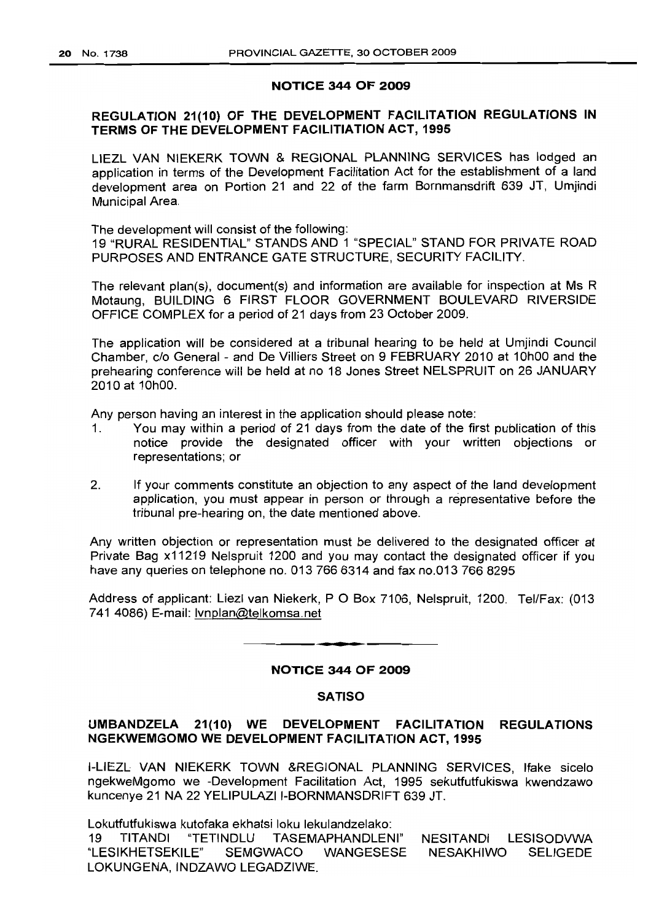## NOTICE 344 OF 2009

### REGULATION 21(10) OF THE DEVELOPMENT FACILITATION REGULATIONS IN TERMS OF THE DEVELOPMENT FACILITIATION ACT, 1995

LIEZL VAN NIEKERK TOWN & REGIONAL PLANNING SERVICES has lodged an application in terms of the Development Facilitation Act for the establishment of a land development area on Portion 21 and 22 of the farm Bornmansdrift 639 JT, Umjindi Municipal Area.

The development will consist of the following:
19 "RURAL RESIDENTIAL" STANDS AND 1 "SPECIAL" STAND FOR PRIVATE ROAD PURPOSES AND ENTRANCE GATE STRUCTURE, SECURITY FACILITY.

The relevant plan(s), document(s) and information are available for inspection at Ms R Motaung, BUILDING 6 FIRST FLOOR GOVERNMENT BOULEVARD RIVERSIDE OFFICE COMPLEX for a period of 21 days from 23 October 2009.

The application will be considered at a tribunal hearing to be held at Umjindi Council Chamber, c/o General - and De Villiers Street on 9 FEBRUARY 2010 at 10h00 and the prehearing conference will be held at no 18 Jones Street NELSPRUIT on 26 JANUARY 2010 at 10h00.

Any person having an interest in the application should please note:

1. You may within a period of 21 days from the date of the first publication of this notice provide the designated officer with your written objections or representations; or

2. If your comments constitute an objection to any aspect of the land development application, you must appear in person or through a representative before the tribunal pre-hearing on, the date mentioned above.

Any written objection or representation must be delivered to the designated officer at Private Bag x11219 Nelspruit 1200 and you may contact the designated officer if you have any queries on telephone no. 013 766 6314 and fax no.013 766 8295

Address of applicant: Liezl van Niekerk, P O Box 7106, Nelspruit, 1200. Tel/Fax: (013 741 4086) E-mail: lvnplan@telkomsa.net

---

## NOTICE 344 OF 2009

### SATISO

### UMBANDZELA 21(10) WE DEVELOPMENT FACILITATION REGULATIONS NGEKWEMGOMO WE DEVELOPMENT FACILITATION ACT, 1995

I-LIEZL VAN NIEKERK TOWN &REGIONAL PLANNING SERVICES, Ifake sicelo ngekweMgomo we -Development Facilitation Act, 1995 sekutfutfukiswa kwendzawo kuncenye 21 NA 22 YELIPULAZI I-BORNMANSDRIFT 639 JT.

Lokutfutfukiswa kutofaka ekhatsi loku lekulandzelako:
19 TITANDI "TETINDLU TASEMAPHANDLENI" NESITANDI LESISODVWA "LESIKHETSEKILE" SEMGWACO WANGESESE NESAKHIWO SELIGEDE LOKUNGENA, INDZAWO LEGADZIWE.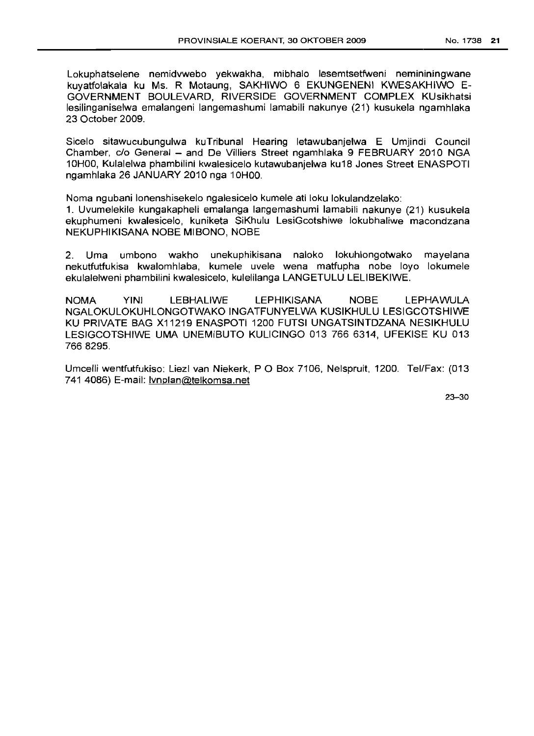Lokuphatselene nemidvwebo yekwakha, mibhalo lesemtsetfweni nemininingwane kuyatfolakala ku Ms. R Motaung, SAKHIWO 6 EKUNGENENI KWESAKHIWO E-GOVERNMENT BOULEVARD, RIVERSIDE GOVERNMENT COMPLEX KUsikhatsi lesilinganiselwa emalangeni langemashumi lamabili nakunye (21) kusukela ngamhlaka 23 October 2009.

Sicelo sitawucubungulwa kuTribunal Hearing letawubanjelwa E Umjindi Council Chamber, c/o General – and De Villiers Street ngamhlaka 9 FEBRUARY 2010 NGA 10H00, Kulalelwa phambilini kwalesicelo kutawubanjelwa ku18 Jones Street ENASPOTI ngamhlaka 26 JANUARY 2010 nga 10H00.

Noma ngubani lonenshisekelo ngalesicelo kumele ati loku lokulandzelako:

1. Uvumelekile kungakapheli emalanga langemashumi lamabili nakunye (21) kusukela ekuphumeni kwalesicelo, kuniketa SiKhulu LesiGcotshiwe lokubhaliwe macondzana NEKUPHIKISANA NOBE MIBONO, NOBE

2. Uma umbono wakho unekuphikisana naloko lokuhlongotwako mayelana nekutfutfukisa kwalomhlaba, kumele uvele wena matfupha nobe loyo lokumele ekulalelweni phambilini kwalesicelo, kulelilanga LANGETULU LELIBEKIWE.

NOMA YINI LEBHALIWE LEPHIKISANA NOBE LEPHAWULA NGALOKULOKUHLONGOTWAKO INGATFUNYELWA KUSIKHULU LESIGCOTSHIWE KU PRIVATE BAG X11219 ENASPOTI 1200 FUTSI UNGATSINTDZANA NESIKHULU LESIGCOTSHIWE UMA UNEMIBUTO KULICINGO 013 766 6314, UFEKISE KU 013 766 8295.

Umcelli wentfutfukiso: Liezl van Niekerk, P O Box 7106, Nelspruit, 1200. Tel/Fax: (013 741 4086) E-mail: lvnplan@telkomsa.net

23–30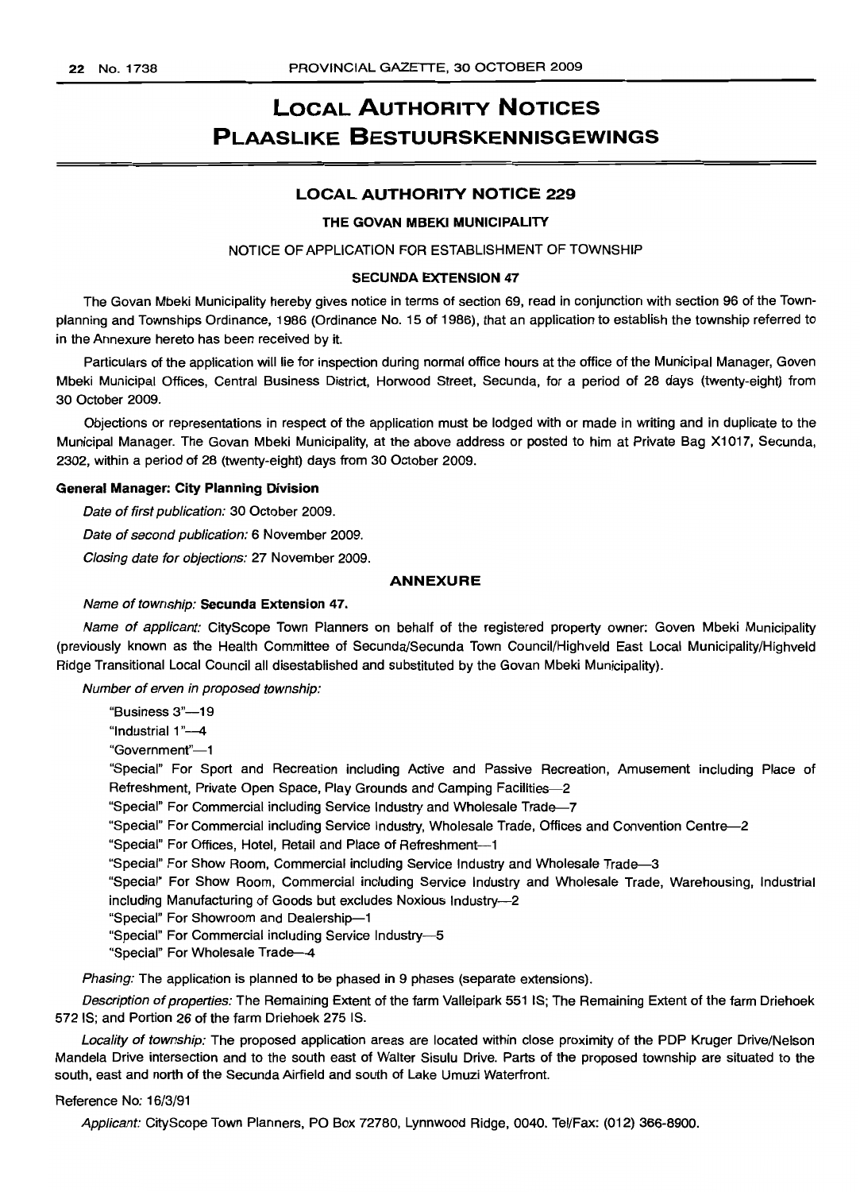# LOCAL AUTHORITY NOTICES

# PLAASLIKE BESTUURSKENNISGEWINGS

## LOCAL AUTHORITY NOTICE 229

### THE GOVAN MBEKI MUNICIPALITY

NOTICE OF APPLICATION FOR ESTABLISHMENT OF TOWNSHIP

**SECUNDA EXTENSION 47**

The Govan Mbeki Municipality hereby gives notice in terms of section 69, read in conjunction with section 96 of the Town-planning and Townships Ordinance, 1986 (Ordinance No. 15 of 1986), that an application to establish the township referred to in the Annexure hereto has been received by it.

Particulars of the application will lie for inspection during normal office hours at the office of the Municipal Manager, Goven Mbeki Municipal Offices, Central Business District, Horwood Street, Secunda, for a period of 28 days (twenty-eight) from 30 October 2009.

Objections or representations in respect of the application must be lodged with or made in writing and in duplicate to the Municipal Manager. The Govan Mbeki Municipality, at the above address or posted to him at Private Bag X1017, Secunda, 2302, within a period of 28 (twenty-eight) days from 30 October 2009.

**General Manager: City Planning Division**

*Date of first publication:* 30 October 2009.

*Date of second publication:* 6 November 2009.

*Closing date for objections:* 27 November 2009.

**ANNEXURE**

*Name of township:* **Secunda Extension 47.**

*Name of applicant:* CityScope Town Planners on behalf of the registered property owner: Goven Mbeki Municipality (previously known as the Health Committee of Secunda/Secunda Town Council/Highveld East Local Municipality/Highveld Ridge Transitional Local Council all disestablished and substituted by the Govan Mbeki Municipality).

*Number of erven in proposed township:*

"Business 3"—19

"Industrial 1"—4

"Government"—1

"Special" For Sport and Recreation including Active and Passive Recreation, Amusement including Place of Refreshment, Private Open Space, Play Grounds and Camping Facilities—2

"Special" For Commercial including Service Industry and Wholesale Trade—7

"Special" For Commercial including Service Industry, Wholesale Trade, Offices and Convention Centre—2

"Special" For Offices, Hotel, Retail and Place of Refreshment—1

"Special" For Show Room, Commercial including Service Industry and Wholesale Trade—3

"Special" For Show Room, Commercial including Service Industry and Wholesale Trade, Warehousing, Industrial including Manufacturing of Goods but excludes Noxious Industry—2

"Special" For Showroom and Dealership—1

"Special" For Commercial including Service Industry—5

"Special" For Wholesale Trade—4

*Phasing:* The application is planned to be phased in 9 phases (separate extensions).

*Description of properties:* The Remaining Extent of the farm Valleipark 551 IS; The Remaining Extent of the farm Driehoek 572 IS; and Portion 26 of the farm Driehoek 275 IS.

*Locality of township:* The proposed application areas are located within close proximity of the PDP Kruger Drive/Nelson Mandela Drive intersection and to the south east of Walter Sisulu Drive. Parts of the proposed township are situated to the south, east and north of the Secunda Airfield and south of Lake Umuzi Waterfront.

Reference No: 16/3/91

*Applicant:* CityScope Town Planners, PO Box 72780, Lynnwood Ridge, 0040. Tel/Fax: (012) 366-8900.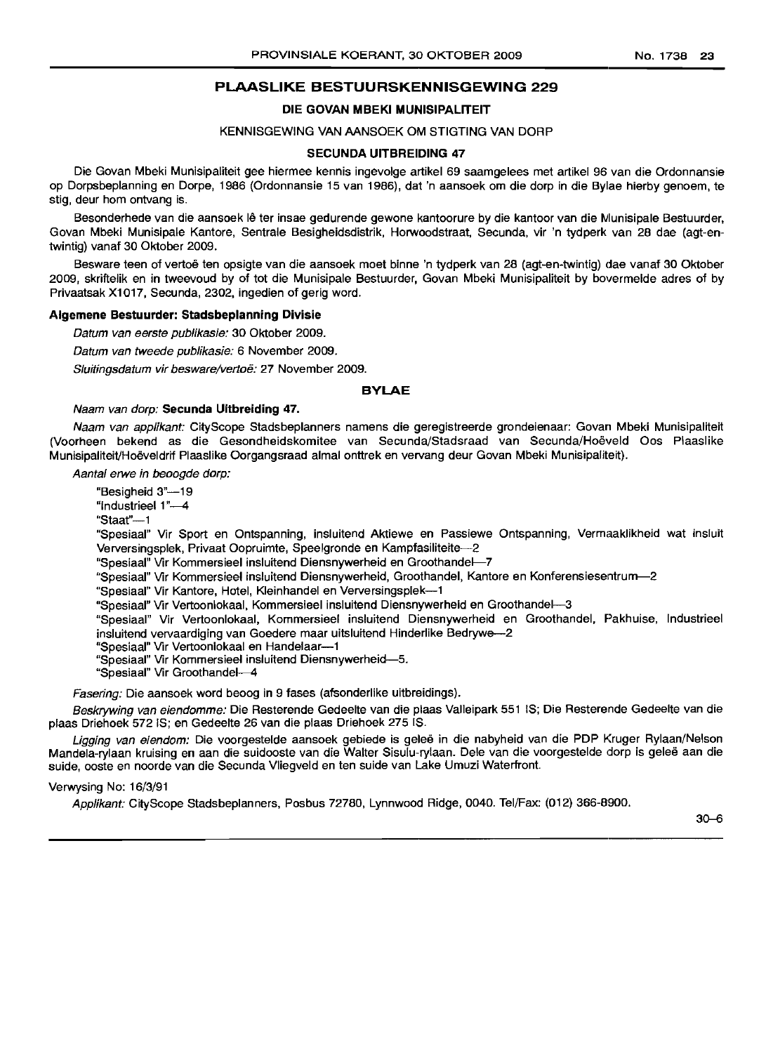## PLAASLIKE BESTUURSKENNISGEWING 229

### DIE GOVAN MBEKI MUNISIPALITEIT

KENNISGEWING VAN AANSOEK OM STIGTING VAN DORP

### SECUNDA UITBREIDING 47

Die Govan Mbeki Munisipaliteit gee hiermee kennis ingevolge artikel 69 saamgelees met artikel 96 van die Ordonnansie op Dorpsbeplanning en Dorpe, 1986 (Ordonnansie 15 van 1986), dat 'n aansoek om die dorp in die Bylae hierby genoem, te stig, deur hom ontvang is.

Besonderhede van die aansoek lê ter insae gedurende gewone kantoorure by die kantoor van die Munisipale Bestuurder, Govan Mbeki Munisipale Kantore, Sentrale Besigheidsdistrik, Horwoodstraat, Secunda, vir 'n tydperk van 28 dae (agt-en-twintig) vanaf 30 Oktober 2009.

Besware teen of vertoë ten opsigte van die aansoek moet binne 'n tydperk van 28 (agt-en-twintig) dae vanaf 30 Oktober 2009, skriftelik en in tweevoud by of tot die Munisipale Bestuurder, Govan Mbeki Munisipaliteit by bovermelde adres of by Privaatsak X1017, Secunda, 2302, ingedien of gerig word.

**Algemene Bestuurder: Stadsbeplanning Divisie**

*Datum van eerste publikasie:* 30 Oktober 2009.

*Datum van tweede publikasie:* 6 November 2009.

*Sluitingsdatum vir besware/vertoë:* 27 November 2009.

### BYLAE

*Naam van dorp:* **Secunda Uitbreiding 47.**

*Naam van applikant:* CityScope Stadsbeplanners namens die geregistreerde grondeienaar: Govan Mbeki Munisipaliteit (Voorheen bekend as die Gesondheidskomitee van Secunda/Stadsraad van Secunda/Hoëveld Oos Plaaslike Munisipaliteit/Hoëveldrif Plaaslike Oorgangsraad almal onttrek en vervang deur Govan Mbeki Munisipaliteit).

*Aantal erwe in beoogde dorp:*

"Besigheid 3"—19

"Industrieel 1"—4

"Staat"—1

"Spesiaal" Vir Sport en Ontspanning, insluitend Aktiewe en Passiewe Ontspanning, Vermaaklikheid wat insluit Verversingsplek, Privaat Oopruimte, Speelgronde en Kampfasiliteite—2

"Spesiaal" Vir Kommersieel insluitend Diensnywerheid en Groothandel—7

"Spesiaal" Vir Kommersieel insluitend Diensnywerheid, Groothandel, Kantore en Konferensiesentrum—2

"Spesiaal" Vir Kantore, Hotel, Kleinhandel en Verversingsplek—1

"Spesiaal" Vir Vertoonlokaal, Kommersieel insluitend Diensnywerheid en Groothandel—3

"Spesiaal" Vir Vertoonlokaal, Kommersieel insluitend Diensnywerheid en Groothandel, Pakhuise, Industrieel insluitend vervaardiging van Goedere maar uitsluitend Hinderlike Bedrywe—2

"Spesiaal" Vir Vertoonlokaal en Handelaar—1

"Spesiaal" Vir Kommersieel insluitend Diensnywerheid—5.

"Spesiaal" Vir Groothandel—4

*Fasering:* Die aansoek word beoog in 9 fases (afsonderlike uitbreidings).

*Beskrywing van eiendomme:* Die Resterende Gedeelte van die plaas Valleipark 551 IS; Die Resterende Gedeelte van die plaas Driehoek 572 IS; en Gedeelte 26 van die plaas Driehoek 275 IS.

*Ligging van eiendom:* Die voorgestelde aansoek gebiede is geleë in die nabyheid van die PDP Kruger Rylaan/Nelson Mandela-rylaan kruising en aan die suidooste van die Walter Sisulu-rylaan. Dele van die voorgestelde dorp is geleë aan die suide, ooste en noorde van die Secunda Vliegveld en ten suide van Lake Umuzi Waterfront.

Verwysing No: 16/3/91

*Applikant:* CityScope Stadsbeplanners, Posbus 72780, Lynnwood Ridge, 0040. Tel/Fax: (012) 366-8900.

30–6